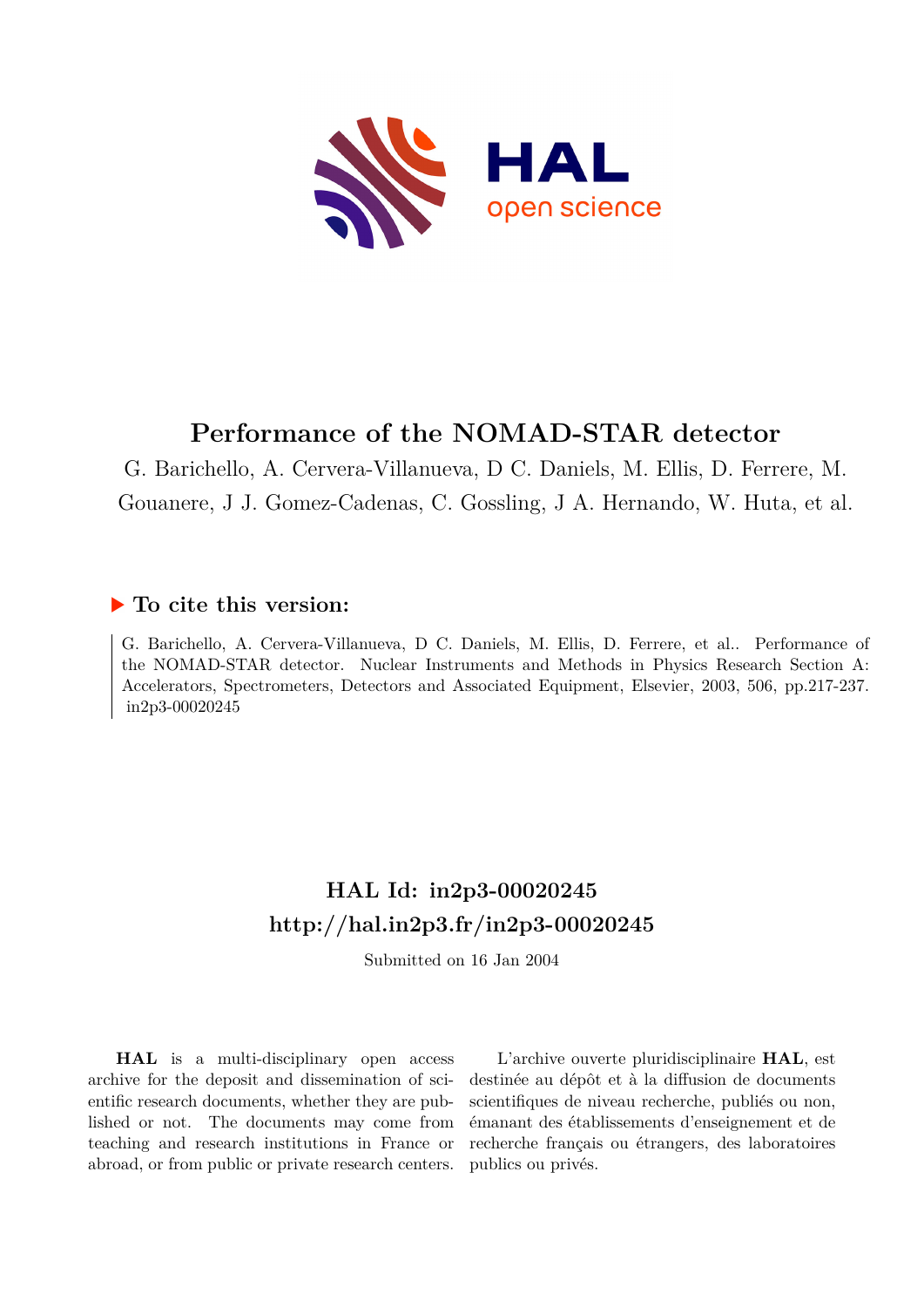# Performance of the NOMAD-STAR detector

G. Barichello, A. Cervera-Villanueva, D C. Daniels, M. Ellis, D. Ferrere, M. Gouanere, J J. Gomez-Cadenas, C. Gossling, J A. Hernando, W. Huta, et al.

### ▶ To cite this version:

G. Barichello, A. Cervera-Villanueva, D C. Daniels, M. Ellis, D. Ferrere, et al.. Performance of the NOMAD-STAR detector. Nuclear Instruments and Methods in Physics Research Section A: Accelerators, Spectrometers, Detectors and Associated Equipment, Elsevier, 2003, 506, pp.217-237. in2p3-00020245

## HAL Id: in2p3-00020245
## http://hal.in2p3.fr/in2p3-00020245

Submitted on 16 Jan 2004

**HAL** is a multi-disciplinary open access archive for the deposit and dissemination of scientific research documents, whether they are published or not. The documents may come from teaching and research institutions in France or abroad, or from public or private research centers.

L'archive ouverte pluridisciplinaire **HAL**, est destinée au dépôt et à la diffusion de documents scientifiques de niveau recherche, publiés ou non, émanant des établissements d'enseignement et de recherche français ou étrangers, des laboratoires publics ou privés.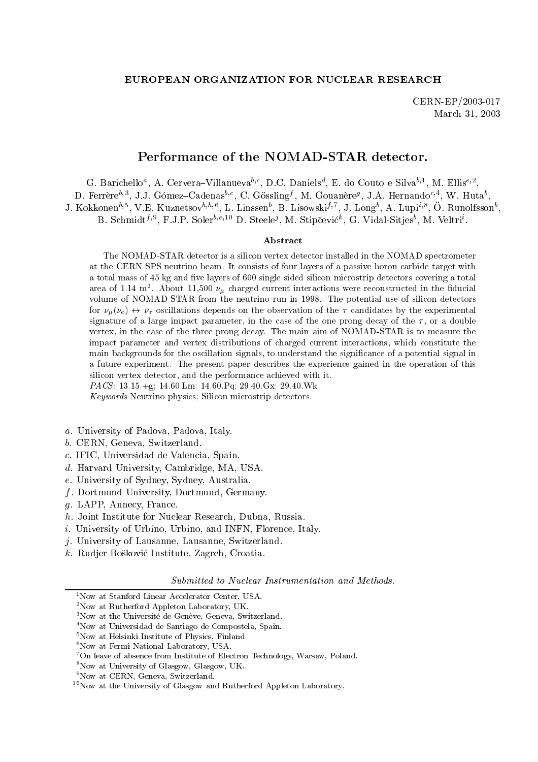EUROPEAN ORGANIZATION FOR NUCLEAR RESEARCH

CERN-EP/2003-017
March 31, 2003

# Performance of the NOMAD-STAR detector.

G. Barichello[a], A. Cervera–Villanueva[b,c], D.C. Daniels[d], E. do Couto e Silva[b,1], M. Ellis[e,2], D. Ferrère[b,3], J.J. Gómez–Cadenas[b,c], C. Gössling[f], M. Gouanère[g], J.A. Hernando[c,4], W. Huta[b], J. Kokkonen[b,5], V.E. Kuznetsov[b,h,6], L. Linssen[b], B. Lisowski[f,7], J. Long[b], A. Lupi[i,8], Ö. Runolfsson[b], B. Schmidt[f,9], F.J.P. Soler[b,e,10] D. Steele[j], M. Stipčević[k], G. Vidal-Sitjes[b], M. Veltri[i].

### Abstract

The NOMAD-STAR detector is a silicon vertex detector installed in the NOMAD spectrometer at the CERN SPS neutrino beam. It consists of four layers of a passive boron carbide target with a total mass of 45 kg and five layers of 600 single sided silicon microstrip detectors covering a total area of 1.14 m$^2$. About 11,500 $\nu_\mu$ charged current interactions were reconstructed in the fiducial volume of NOMAD-STAR from the neutrino run in 1998. The potential use of silicon detectors for $\nu_\mu(\nu_e) \leftrightarrow \nu_\tau$ oscillations depends on the observation of the $\tau$ candidates by the experimental signature of a large impact parameter, in the case of the one prong decay of the $\tau$, or a double vertex, in the case of the three prong decay. The main aim of NOMAD-STAR is to measure the impact parameter and vertex distributions of charged current interactions, which constitute the main backgrounds for the oscillation signals, to understand the significance of a potential signal in a future experiment. The present paper describes the experience gained in the operation of this silicon vertex detector, and the performance achieved with it.

*PACS:* 13.15.+g; 14.60.Lm; 14.60.Pq; 29.40.Gx; 29.40.Wk

*Keywords* Neutrino physics; Silicon microstrip detectors.

*a*. University of Padova, Padova, Italy.
*b*. CERN, Geneva, Switzerland.
*c*. IFIC, Universidad de Valencia, Spain.
*d*. Harvard University, Cambridge, MA, USA.
*e*. University of Sydney, Sydney, Australia.
*f*. Dortmund University, Dortmund, Germany.
*g*. LAPP, Annecy, France.
*h*. Joint Institute for Nuclear Research, Dubna, Russia.
*i*. University of Urbino, Urbino, and INFN, Florence, Italy.
*j*. University of Lausanne, Lausanne, Switzerland.
*k*. Rudjer Bošković Institute, Zagreb, Croatia.

*Submitted to Nuclear Instrumentation and Methods.*

[1] Now at Stanford Linear Accelerator Center, USA.
[2] Now at Rutherford Appleton Laboratory, UK.
[3] Now at the Université de Genève, Geneva, Switzerland.
[4] Now at Universidad de Santiago de Compostela, Spain.
[5] Now at Helsinki Institute of Physics, Finland
[6] Now at Fermi National Laboratory, USA.
[7] On leave of absence from Institute of Electron Technology, Warsaw, Poland.
[8] Now at University of Glasgow, Glasgow, UK.
[9] Now at CERN, Geneva, Switzerland.
[10] Now at the University of Glasgow and Rutherford Appleton Laboratory.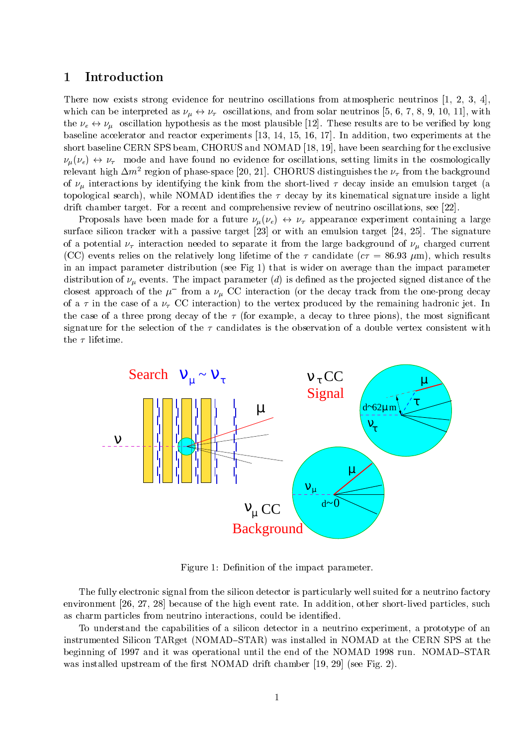# 1 Introduction

There now exists strong evidence for neutrino oscillations from atmospheric neutrinos [1, 2, 3, 4], which can be interpreted as $\nu_\mu \leftrightarrow \nu_\tau$ oscillations, and from solar neutrinos [5, 6, 7, 8, 9, 10, 11], with the $\nu_e \leftrightarrow \nu_\mu$ oscillation hypothesis as the most plausible [12]. These results are to be verified by long baseline accelerator and reactor experiments [13, 14, 15, 16, 17]. In addition, two experiments at the short baseline CERN SPS beam, CHORUS and NOMAD [18, 19], have been searching for the exclusive $\nu_\mu(\nu_e) \leftrightarrow \nu_\tau$ mode and have found no evidence for oscillations, setting limits in the cosmologically relevant high $\Delta m^2$ region of phase-space [20, 21]. CHORUS distinguishes the $\nu_\tau$ from the background of $\nu_\mu$ interactions by identifying the kink from the short-lived $\tau$ decay inside an emulsion target (a topological search), while NOMAD identifies the $\tau$ decay by its kinematical signature inside a light drift chamber target. For a recent and comprehensive review of neutrino oscillations, see [22].

Proposals have been made for a future $\nu_\mu(\nu_e) \leftrightarrow \nu_\tau$ appearance experiment containing a large surface silicon tracker with a passive target [23] or with an emulsion target [24, 25]. The signature of a potential $\nu_\tau$ interaction needed to separate it from the large background of $\nu_\mu$ charged current (CC) events relies on the relatively long lifetime of the $\tau$ candidate ($c\tau = 86.93$ $\mu$m), which results in an impact parameter distribution (see Fig 1) that is wider on average than the impact parameter distribution of $\nu_\mu$ events. The impact parameter ($d$) is defined as the projected signed distance of the closest approach of the $\mu^-$ from a $\nu_\mu$ CC interaction (or the decay track from the one-prong decay of a $\tau$ in the case of a $\nu_\tau$ CC interaction) to the vertex produced by the remaining hadronic jet. In the case of a three prong decay of the $\tau$ (for example, a decay to three pions), the most significant signature for the selection of the $\tau$ candidates is the observation of a double vertex consistent with the $\tau$ lifetime.

Figure 1: Definition of the impact parameter.

The fully electronic signal from the silicon detector is particularly well suited for a neutrino factory environment [26, 27, 28] because of the high event rate. In addition, other short-lived particles, such as charm particles from neutrino interactions, could be identified.

To understand the capabilities of a silicon detector in a neutrino experiment, a prototype of an instrumented Silicon TARget (NOMAD–STAR) was installed in NOMAD at the CERN SPS at the beginning of 1997 and it was operational until the end of the NOMAD 1998 run. NOMAD–STAR was installed upstream of the first NOMAD drift chamber [19, 29] (see Fig. 2).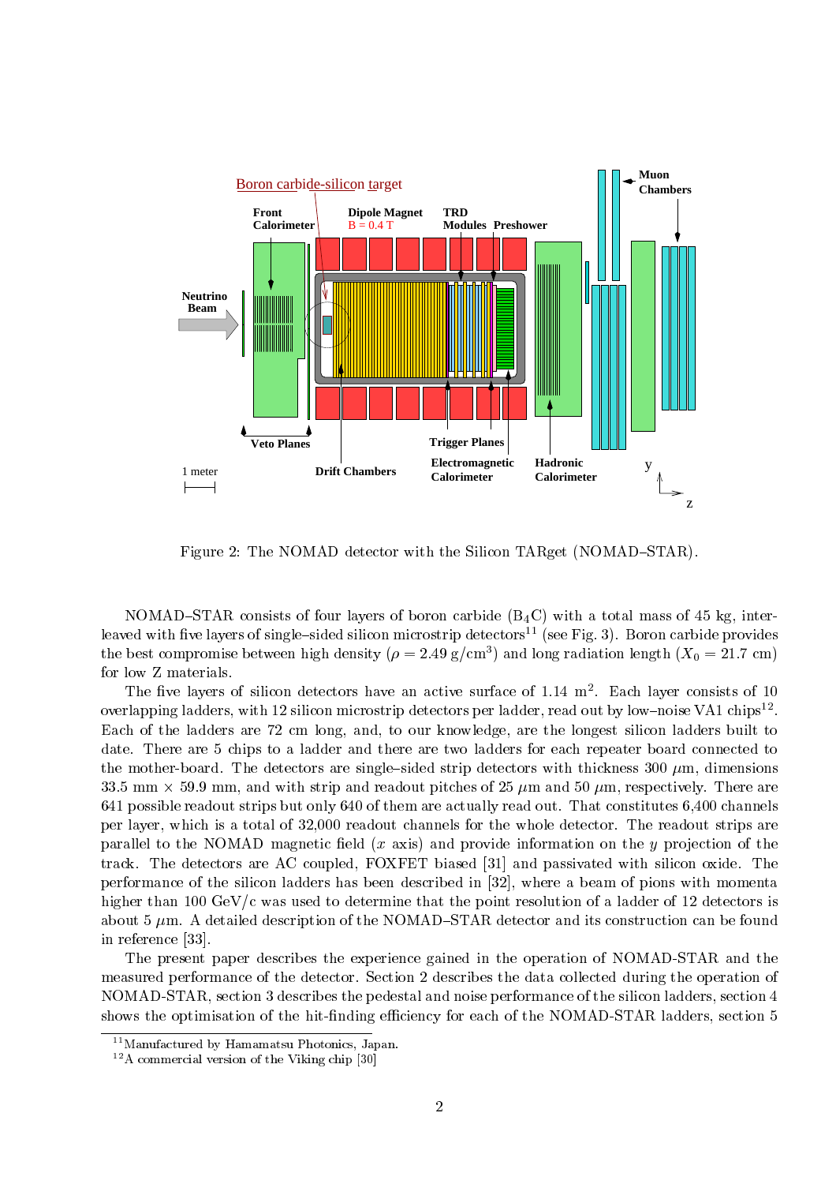Figure 2: The NOMAD detector with the Silicon TARget (NOMAD–STAR).

NOMAD–STAR consists of four layers of boron carbide ($B_4C$) with a total mass of 45 kg, interleaved with five layers of single–sided silicon microstrip detectors[11] (see Fig. 3). Boron carbide provides the best compromise between high density ($\rho = 2.49$ g/cm$^3$) and long radiation length ($X_0 = 21.7$ cm) for low Z materials.

The five layers of silicon detectors have an active surface of 1.14 m$^2$. Each layer consists of 10 overlapping ladders, with 12 silicon microstrip detectors per ladder, read out by low–noise VA1 chips[12]. Each of the ladders are 72 cm long, and, to our knowledge, are the longest silicon ladders built to date. There are 5 chips to a ladder and there are two ladders for each repeater board connected to the mother-board. The detectors are single–sided strip detectors with thickness 300 $\mu$m, dimensions 33.5 mm $\times$ 59.9 mm, and with strip and readout pitches of 25 $\mu$m and 50 $\mu$m, respectively. There are 641 possible readout strips but only 640 of them are actually read out. That constitutes 6,400 channels per layer, which is a total of 32,000 readout channels for the whole detector. The readout strips are parallel to the NOMAD magnetic field ($x$ axis) and provide information on the $y$ projection of the track. The detectors are AC coupled, FOXFET biased [31] and passivated with silicon oxide. The performance of the silicon ladders has been described in [32], where a beam of pions with momenta higher than 100 GeV/c was used to determine that the point resolution of a ladder of 12 detectors is about 5 $\mu$m. A detailed description of the NOMAD–STAR detector and its construction can be found in reference [33].

The present paper describes the experience gained in the operation of NOMAD-STAR and the measured performance of the detector. Section 2 describes the data collected during the operation of NOMAD-STAR, section 3 describes the pedestal and noise performance of the silicon ladders, section 4 shows the optimisation of the hit-finding efficiency for each of the NOMAD-STAR ladders, section 5

[11] Manufactured by Hamamatsu Photonics, Japan.

[12] A commercial version of the Viking chip [30]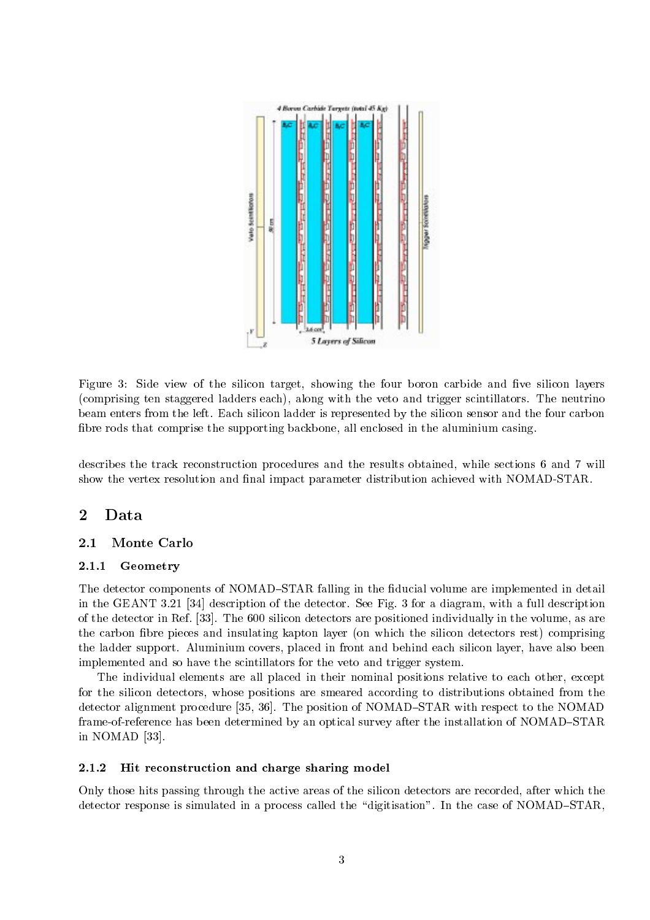Figure 3: Side view of the silicon target, showing the four boron carbide and five silicon layers (comprising ten staggered ladders each), along with the veto and trigger scintillators. The neutrino beam enters from the left. Each silicon ladder is represented by the silicon sensor and the four carbon fibre rods that comprise the supporting backbone, all enclosed in the aluminium casing.

describes the track reconstruction procedures and the results obtained, while sections 6 and 7 will show the vertex resolution and final impact parameter distribution achieved with NOMAD-STAR.

## 2 Data

### 2.1 Monte Carlo

#### 2.1.1 Geometry

The detector components of NOMAD–STAR falling in the fiducial volume are implemented in detail in the GEANT 3.21 [34] description of the detector. See Fig. 3 for a diagram, with a full description of the detector in Ref. [33]. The 600 silicon detectors are positioned individually in the volume, as are the carbon fibre pieces and insulating kapton layer (on which the silicon detectors rest) comprising the ladder support. Aluminium covers, placed in front and behind each silicon layer, have also been implemented and so have the scintillators for the veto and trigger system.

The individual elements are all placed in their nominal positions relative to each other, except for the silicon detectors, whose positions are smeared according to distributions obtained from the detector alignment procedure [35, 36]. The position of NOMAD–STAR with respect to the NOMAD frame-of-reference has been determined by an optical survey after the installation of NOMAD–STAR in NOMAD [33].

#### 2.1.2 Hit reconstruction and charge sharing model

Only those hits passing through the active areas of the silicon detectors are recorded, after which the detector response is simulated in a process called the "digitisation". In the case of NOMAD–STAR,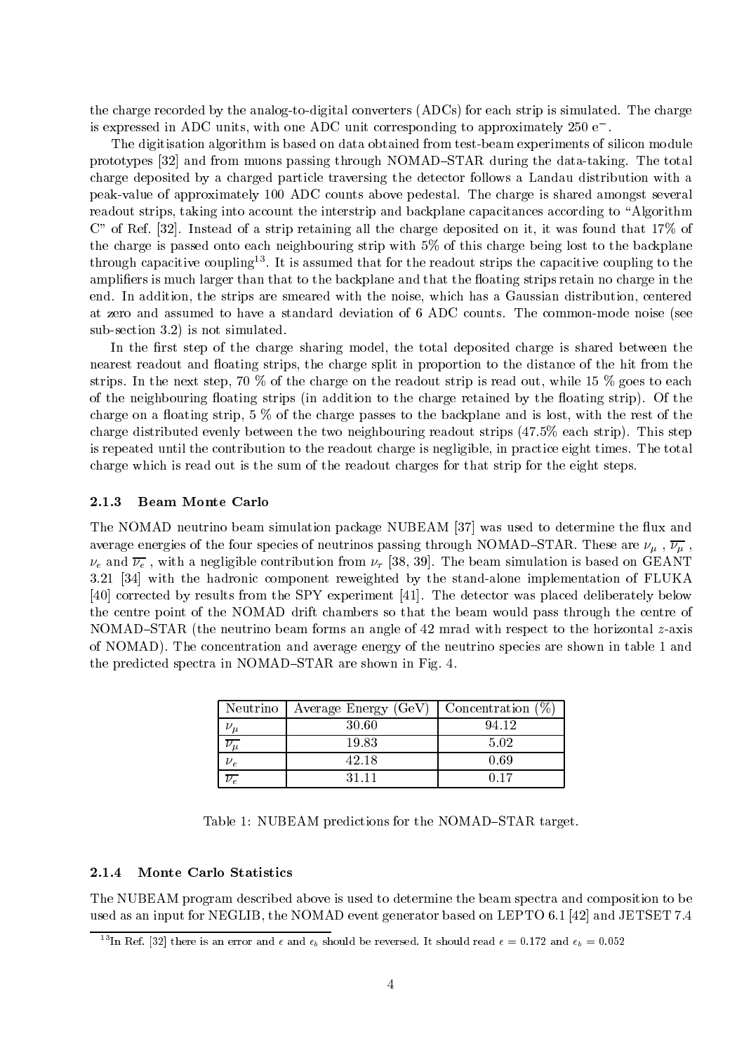the charge recorded by the analog-to-digital converters (ADCs) for each strip is simulated. The charge is expressed in ADC units, with one ADC unit corresponding to approximately 250 $e^-$.

The digitisation algorithm is based on data obtained from test-beam experiments of silicon module prototypes [32] and from muons passing through NOMAD–STAR during the data-taking. The total charge deposited by a charged particle traversing the detector follows a Landau distribution with a peak-value of approximately 100 ADC counts above pedestal. The charge is shared amongst several readout strips, taking into account the interstrip and backplane capacitances according to "Algorithm C" of Ref. [32]. Instead of a strip retaining all the charge deposited on it, it was found that 17% of the charge is passed onto each neighbouring strip with 5% of this charge being lost to the backplane through capacitive coupling[13]. It is assumed that for the readout strips the capacitive coupling to the amplifiers is much larger than that to the backplane and that the floating strips retain no charge in the end. In addition, the strips are smeared with the noise, which has a Gaussian distribution, centered at zero and assumed to have a standard deviation of 6 ADC counts. The common-mode noise (see sub-section 3.2) is not simulated.

In the first step of the charge sharing model, the total deposited charge is shared between the nearest readout and floating strips, the charge split in proportion to the distance of the hit from the strips. In the next step, 70 % of the charge on the readout strip is read out, while 15 % goes to each of the neighbouring floating strips (in addition to the charge retained by the floating strip). Of the charge on a floating strip, 5 % of the charge passes to the backplane and is lost, with the rest of the charge distributed evenly between the two neighbouring readout strips (47.5% each strip). This step is repeated until the contribution to the readout charge is negligible, in practice eight times. The total charge which is read out is the sum of the readout charges for that strip for the eight steps.

### 2.1.3 Beam Monte Carlo

The NOMAD neutrino beam simulation package NUBEAM [37] was used to determine the flux and average energies of the four species of neutrinos passing through NOMAD–STAR. These are $\nu_\mu$, $\overline{\nu_\mu}$, $\nu_e$ and $\overline{\nu_e}$, with a negligible contribution from $\nu_\tau$ [38, 39]. The beam simulation is based on GEANT 3.21 [34] with the hadronic component reweighted by the stand-alone implementation of FLUKA [40] corrected by results from the SPY experiment [41]. The detector was placed deliberately below the centre point of the NOMAD drift chambers so that the beam would pass through the centre of NOMAD–STAR (the neutrino beam forms an angle of 42 mrad with respect to the horizontal $z$-axis of NOMAD). The concentration and average energy of the neutrino species are shown in table 1 and the predicted spectra in NOMAD–STAR are shown in Fig. 4.

| Neutrino | Average Energy (GeV) | Concentration (%) |
|---|---|---|
| $\nu_\mu$ | 30.60 | 94.12 |
| $\overline{\nu_\mu}$ | 19.83 | 5.02 |
| $\nu_e$ | 42.18 | 0.69 |
| $\overline{\nu_e}$ | 31.11 | 0.17 |

Table 1: NUBEAM predictions for the NOMAD–STAR target.

### 2.1.4 Monte Carlo Statistics

The NUBEAM program described above is used to determine the beam spectra and composition to be used as an input for NEGLIB, the NOMAD event generator based on LEPTO 6.1 [42] and JETSET 7.4

[13] In Ref. [32] there is an error and $\epsilon$ and $\epsilon_b$ should be reversed. It should read $\epsilon = 0.172$ and $\epsilon_b = 0.052$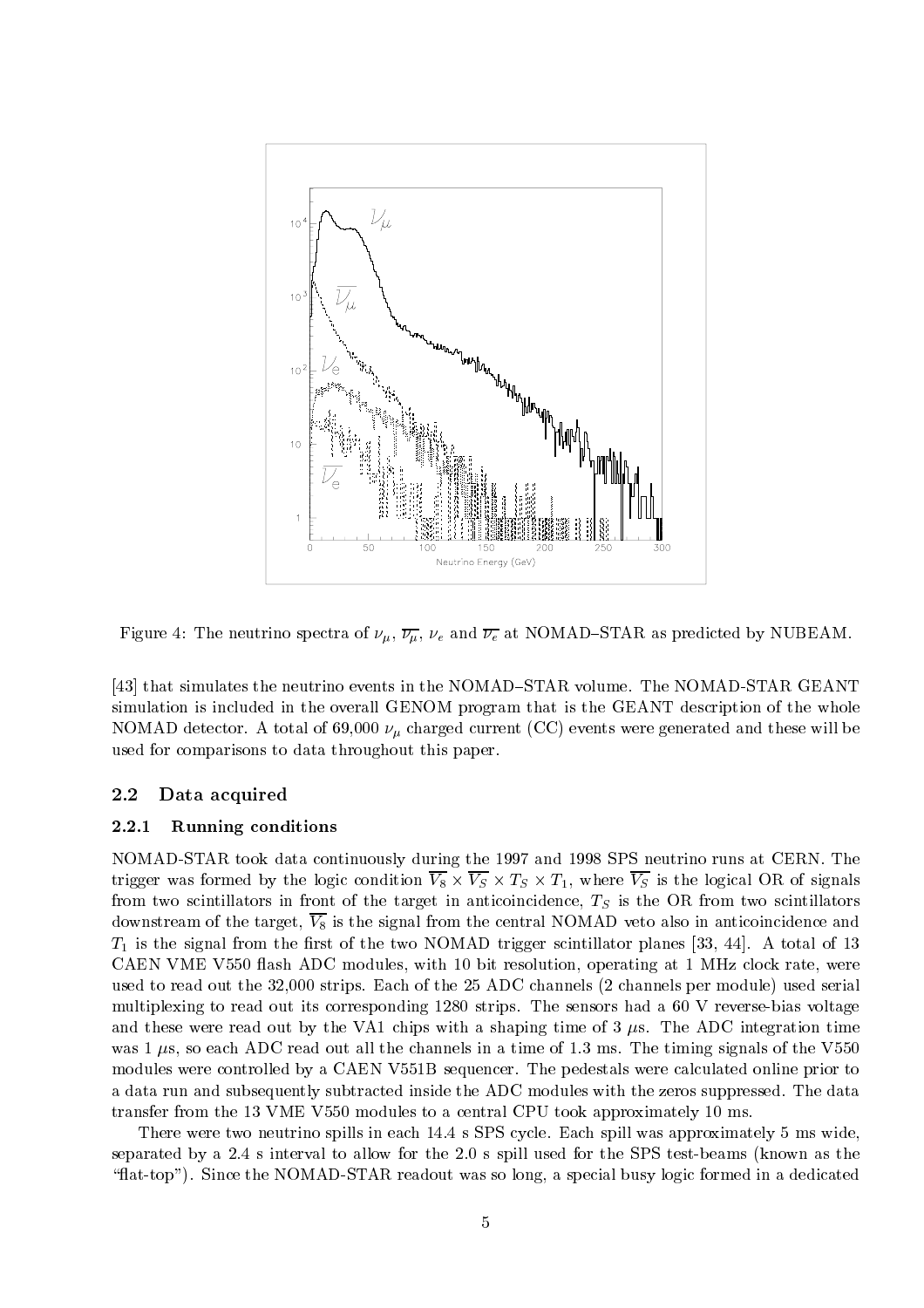Figure 4: The neutrino spectra of $\nu_\mu$, $\overline{\nu_\mu}$, $\nu_e$ and $\overline{\nu_e}$ at NOMAD–STAR as predicted by NUBEAM.

[43] that simulates the neutrino events in the NOMAD–STAR volume. The NOMAD-STAR GEANT simulation is included in the overall GENOM program that is the GEANT description of the whole NOMAD detector. A total of 69,000 $\nu_\mu$ charged current (CC) events were generated and these will be used for comparisons to data throughout this paper.

## 2.2 Data acquired

### 2.2.1 Running conditions

NOMAD-STAR took data continuously during the 1997 and 1998 SPS neutrino runs at CERN. The trigger was formed by the logic condition $\overline{V_8} \times \overline{V_S} \times T_S \times T_1$, where $\overline{V_S}$ is the logical OR of signals from two scintillators in front of the target in anticoincidence, $T_S$ is the OR from two scintillators downstream of the target, $\overline{V_8}$ is the signal from the central NOMAD veto also in anticoincidence and $T_1$ is the signal from the first of the two NOMAD trigger scintillator planes [33, 44]. A total of 13 CAEN VME V550 flash ADC modules, with 10 bit resolution, operating at 1 MHz clock rate, were used to read out the 32,000 strips. Each of the 25 ADC channels (2 channels per module) used serial multiplexing to read out its corresponding 1280 strips. The sensors had a 60 V reverse-bias voltage and these were read out by the VA1 chips with a shaping time of 3 $\mu$s. The ADC integration time was 1 $\mu$s, so each ADC read out all the channels in a time of 1.3 ms. The timing signals of the V550 modules were controlled by a CAEN V551B sequencer. The pedestals were calculated online prior to a data run and subsequently subtracted inside the ADC modules with the zeros suppressed. The data transfer from the 13 VME V550 modules to a central CPU took approximately 10 ms.

There were two neutrino spills in each 14.4 s SPS cycle. Each spill was approximately 5 ms wide, separated by a 2.4 s interval to allow for the 2.0 s spill used for the SPS test-beams (known as the "flat-top"). Since the NOMAD-STAR readout was so long, a special busy logic formed in a dedicated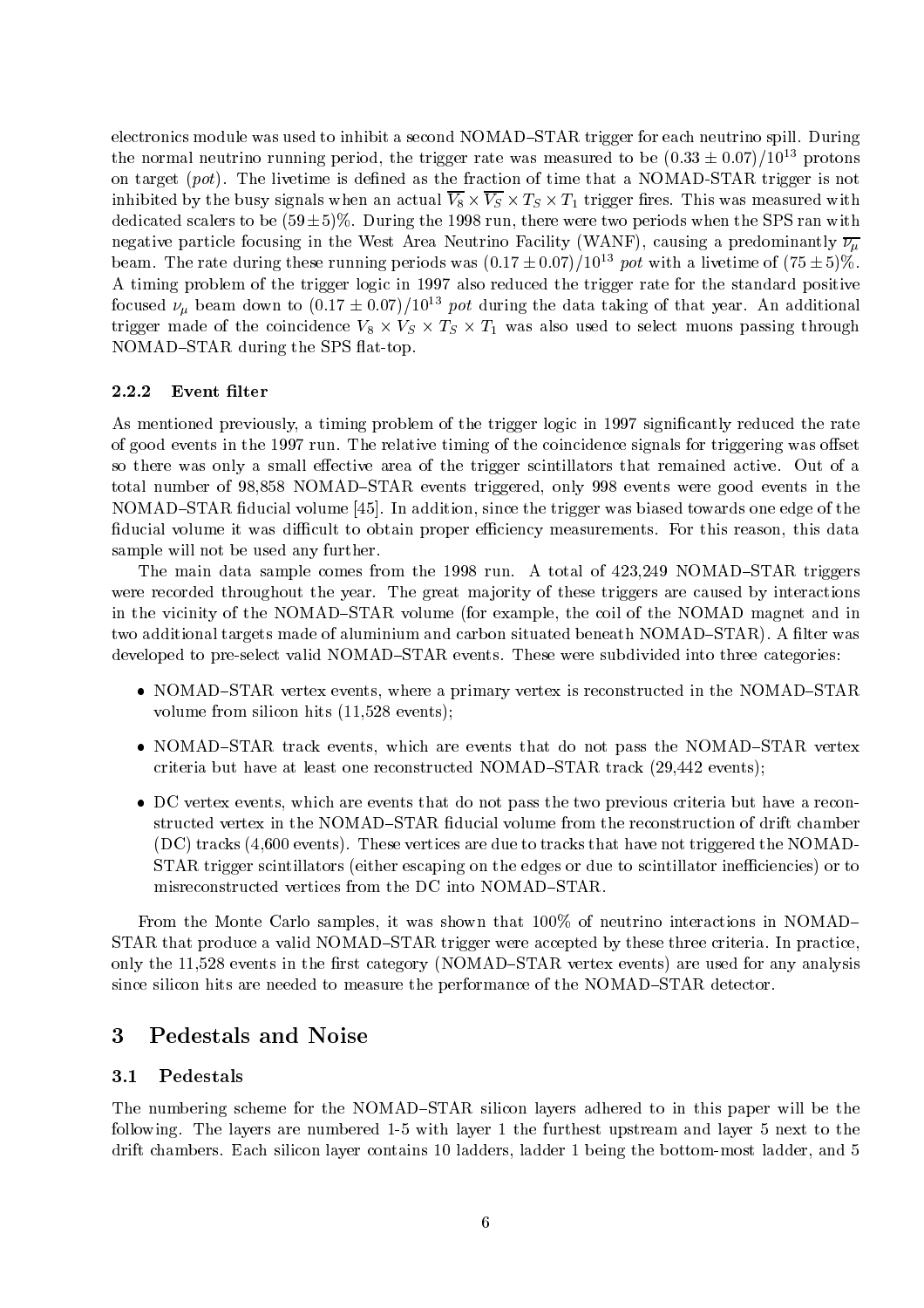electronics module was used to inhibit a second NOMAD–STAR trigger for each neutrino spill. During the normal neutrino running period, the trigger rate was measured to be $(0.33 \pm 0.07)/10^{13}$ protons on target (*pot*). The livetime is defined as the fraction of time that a NOMAD-STAR trigger is not inhibited by the busy signals when an actual $\overline{V_8} \times \overline{V_S} \times T_S \times T_1$ trigger fires. This was measured with dedicated scalers to be $(59 \pm 5)\%$. During the 1998 run, there were two periods when the SPS ran with negative particle focusing in the West Area Neutrino Facility (WANF), causing a predominantly $\overline{\nu_\mu}$ beam. The rate during these running periods was $(0.17 \pm 0.07)/10^{13}$ *pot* with a livetime of $(75 \pm 5)\%$. A timing problem of the trigger logic in 1997 also reduced the trigger rate for the standard positive focused $\nu_\mu$ beam down to $(0.17 \pm 0.07)/10^{13}$ *pot* during the data taking of that year. An additional trigger made of the coincidence $V_8 \times V_S \times T_S \times T_1$ was also used to select muons passing through NOMAD–STAR during the SPS flat-top.

#### 2.2.2 Event filter

As mentioned previously, a timing problem of the trigger logic in 1997 significantly reduced the rate of good events in the 1997 run. The relative timing of the coincidence signals for triggering was offset so there was only a small effective area of the trigger scintillators that remained active. Out of a total number of 98,858 NOMAD–STAR events triggered, only 998 events were good events in the NOMAD–STAR fiducial volume [45]. In addition, since the trigger was biased towards one edge of the fiducial volume it was difficult to obtain proper efficiency measurements. For this reason, this data sample will not be used any further.

The main data sample comes from the 1998 run. A total of 423,249 NOMAD–STAR triggers were recorded throughout the year. The great majority of these triggers are caused by interactions in the vicinity of the NOMAD–STAR volume (for example, the coil of the NOMAD magnet and in two additional targets made of aluminium and carbon situated beneath NOMAD–STAR). A filter was developed to pre-select valid NOMAD–STAR events. These were subdivided into three categories:

- NOMAD–STAR vertex events, where a primary vertex is reconstructed in the NOMAD–STAR volume from silicon hits (11,528 events);
- NOMAD–STAR track events, which are events that do not pass the NOMAD–STAR vertex criteria but have at least one reconstructed NOMAD–STAR track (29,442 events);
- DC vertex events, which are events that do not pass the two previous criteria but have a reconstructed vertex in the NOMAD–STAR fiducial volume from the reconstruction of drift chamber (DC) tracks (4,600 events). These vertices are due to tracks that have not triggered the NOMAD-STAR trigger scintillators (either escaping on the edges or due to scintillator inefficiencies) or to misreconstructed vertices from the DC into NOMAD–STAR.

From the Monte Carlo samples, it was shown that 100% of neutrino interactions in NOMAD–STAR that produce a valid NOMAD–STAR trigger were accepted by these three criteria. In practice, only the 11,528 events in the first category (NOMAD–STAR vertex events) are used for any analysis since silicon hits are needed to measure the performance of the NOMAD–STAR detector.

## 3 Pedestals and Noise

### 3.1 Pedestals

The numbering scheme for the NOMAD–STAR silicon layers adhered to in this paper will be the following. The layers are numbered 1-5 with layer 1 the furthest upstream and layer 5 next to the drift chambers. Each silicon layer contains 10 ladders, ladder 1 being the bottom-most ladder, and 5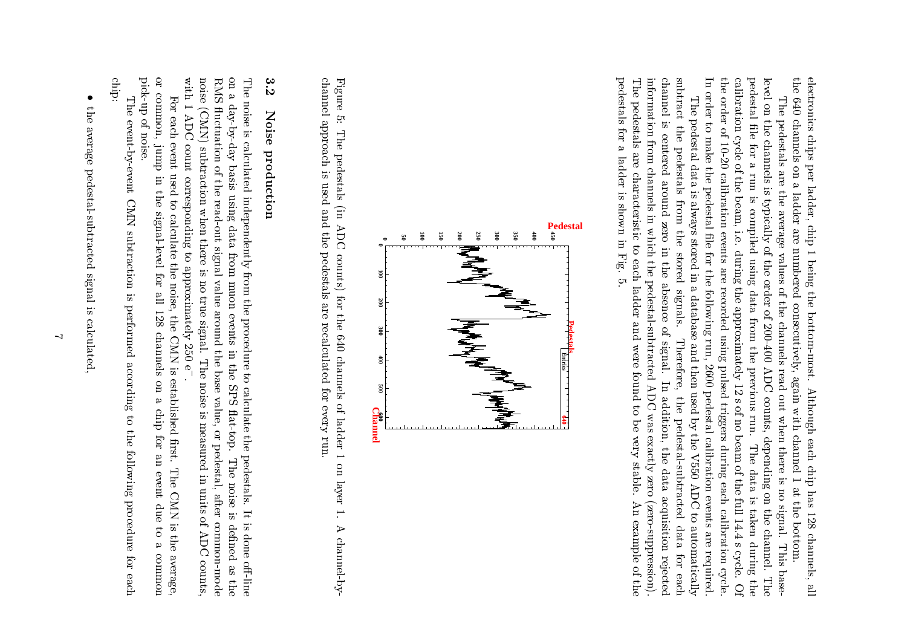electronics chips per ladder, chip 1 being the bottom-most. Although each chip has 128 channels, all the 640 channels on a ladder are numbered consecutively, again with channel 1 at the bottom.

The pedestals are the average values of the channels read out when there is no signal. This base-level on the channels is typically of the order of 200-400 ADC counts, depending on the channel. The pedestal file for a run is compiled using data from the previous run. The data is taken during the calibration cycle of the beam, i.e. during the approximately 12 s of no beam of the full 14.4 s cycle. Of the order of 10-20 calibration events are recorded using pulsed triggers during each calibration cycle. In order to make the pedestal file for the following run, 2600 pedestal calibration events are required.

The pedestal data is always stored in a database and then used by the V550 ADC to automatically subtract the pedestals from the stored signals. Therefore, the pedestal-subtracted data for each channel is centered around zero in the absence of signal. In addition, the data acquisition rejected information from channels in which the pedestal-subtracted ADC was exactly zero (zero-suppression). The pedestals are characteristic to each ladder and were found to be very stable. An example of the pedestals for a ladder is shown in Fig. 5.

Figure 5: The pedestals (in ADC counts) for the 640 channels of ladder 1 on layer 1. A channel-by-channel approach is used and the pedestals are recalculated for every run.

## 3.2 Noise production

The noise is calculated independently from the procedure to calculate the pedestals. It is done off-line on a day-by-day basis using data from muon events in the SPS flat-top. The noise is defined as the RMS fluctuation of the read-out signal value around the base value, or pedestal, after common-mode noise (CMN) subtraction when there is no true signal. The noise is measured in units of ADC counts, with 1 ADC count corresponding to approximately 250 $e^-$.

For each event used to calculate the noise, the CMN is established first. The CMN is the average, or common, jump in the signal-level for all 128 channels on a chip for an event due to a common pick-up of noise.

The event-by-event CMN subtraction is performed according to the following procedure for each chip:

- the average pedestal-subtracted signal is calculated,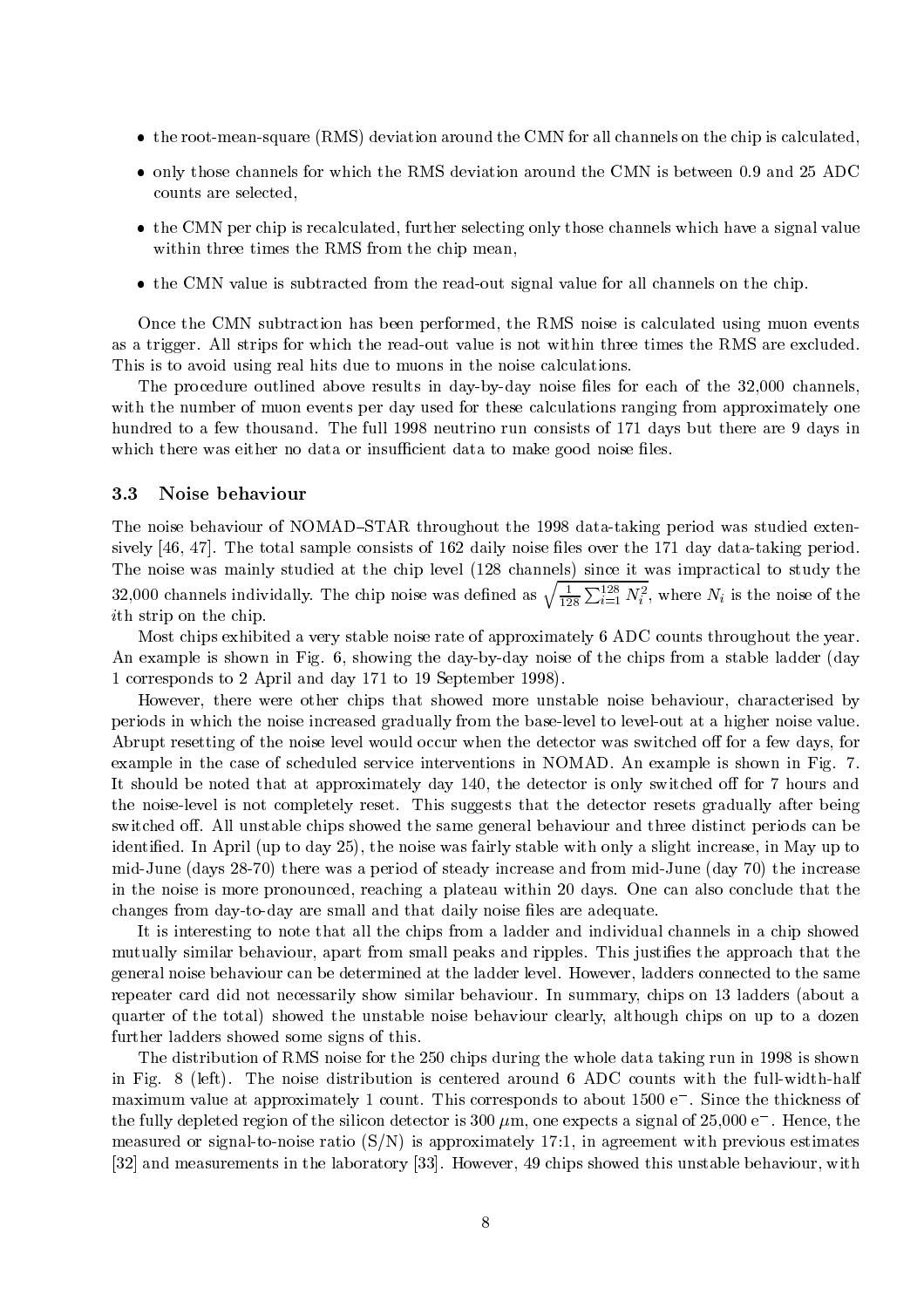- the root-mean-square (RMS) deviation around the CMN for all channels on the chip is calculated,
- only those channels for which the RMS deviation around the CMN is between 0.9 and 25 ADC counts are selected,
- the CMN per chip is recalculated, further selecting only those channels which have a signal value within three times the RMS from the chip mean,
- the CMN value is subtracted from the read-out signal value for all channels on the chip.

Once the CMN subtraction has been performed, the RMS noise is calculated using muon events as a trigger. All strips for which the read-out value is not within three times the RMS are excluded. This is to avoid using real hits due to muons in the noise calculations.

The procedure outlined above results in day-by-day noise files for each of the 32,000 channels, with the number of muon events per day used for these calculations ranging from approximately one hundred to a few thousand. The full 1998 neutrino run consists of 171 days but there are 9 days in which there was either no data or insufficient data to make good noise files.

### 3.3 Noise behaviour

The noise behaviour of NOMAD–STAR throughout the 1998 data-taking period was studied extensively [46, 47]. The total sample consists of 162 daily noise files over the 171 day data-taking period. The noise was mainly studied at the chip level (128 channels) since it was impractical to study the 32,000 channels individually. The chip noise was defined as $\sqrt{\frac{1}{128}\sum_{i=1}^{128} N_i^2}$, where $N_i$ is the noise of the $i$th strip on the chip.

Most chips exhibited a very stable noise rate of approximately 6 ADC counts throughout the year. An example is shown in Fig. 6, showing the day-by-day noise of the chips from a stable ladder (day 1 corresponds to 2 April and day 171 to 19 September 1998).

However, there were other chips that showed more unstable noise behaviour, characterised by periods in which the noise increased gradually from the base-level to level-out at a higher noise value. Abrupt resetting of the noise level would occur when the detector was switched off for a few days, for example in the case of scheduled service interventions in NOMAD. An example is shown in Fig. 7. It should be noted that at approximately day 140, the detector is only switched off for 7 hours and the noise-level is not completely reset. This suggests that the detector resets gradually after being switched off. All unstable chips showed the same general behaviour and three distinct periods can be identified. In April (up to day 25), the noise was fairly stable with only a slight increase, in May up to mid-June (days 28-70) there was a period of steady increase and from mid-June (day 70) the increase in the noise is more pronounced, reaching a plateau within 20 days. One can also conclude that the changes from day-to-day are small and that daily noise files are adequate.

It is interesting to note that all the chips from a ladder and individual channels in a chip showed mutually similar behaviour, apart from small peaks and ripples. This justifies the approach that the general noise behaviour can be determined at the ladder level. However, ladders connected to the same repeater card did not necessarily show similar behaviour. In summary, chips on 13 ladders (about a quarter of the total) showed the unstable noise behaviour clearly, although chips on up to a dozen further ladders showed some signs of this.

The distribution of RMS noise for the 250 chips during the whole data taking run in 1998 is shown in Fig. 8 (left). The noise distribution is centered around 6 ADC counts with the full-width-half maximum value at approximately 1 count. This corresponds to about 1500 $e^-$. Since the thickness of the fully depleted region of the silicon detector is 300 $\mu$m, one expects a signal of 25,000 $e^-$. Hence, the measured or signal-to-noise ratio (S/N) is approximately 17:1, in agreement with previous estimates [32] and measurements in the laboratory [33]. However, 49 chips showed this unstable behaviour, with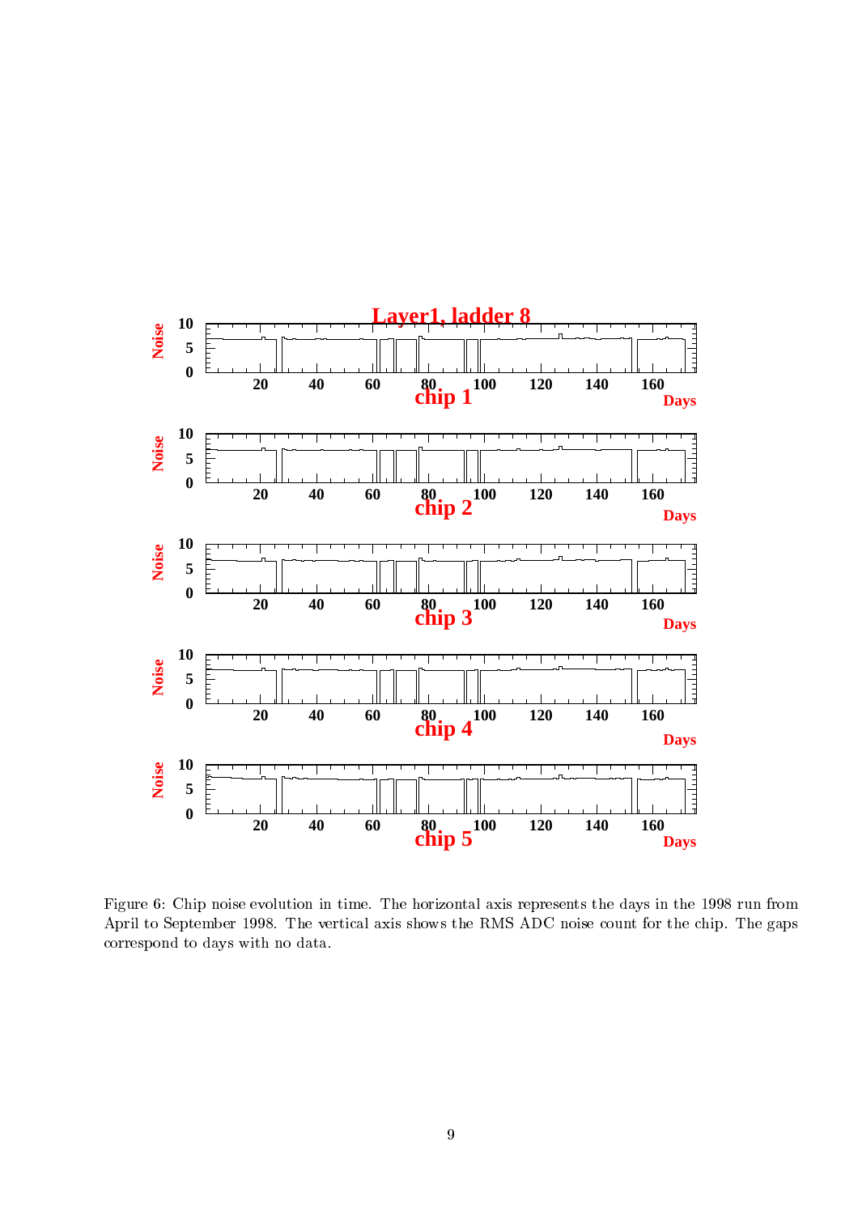Figure 6: Chip noise evolution in time. The horizontal axis represents the days in the 1998 run from April to September 1998. The vertical axis shows the RMS ADC noise count for the chip. The gaps correspond to days with no data.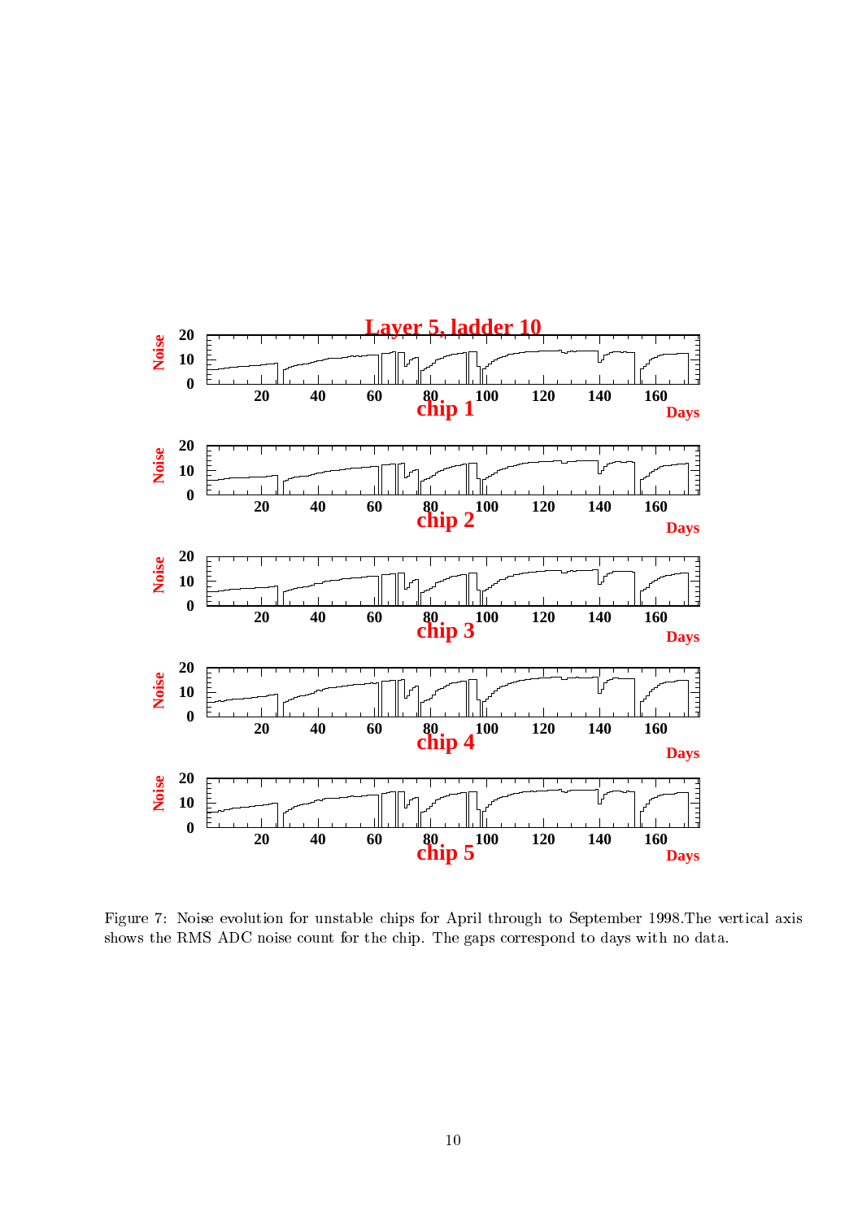Figure 7: Noise evolution for unstable chips for April through to September 1998.The vertical axis shows the RMS ADC noise count for the chip. The gaps correspond to days with no data.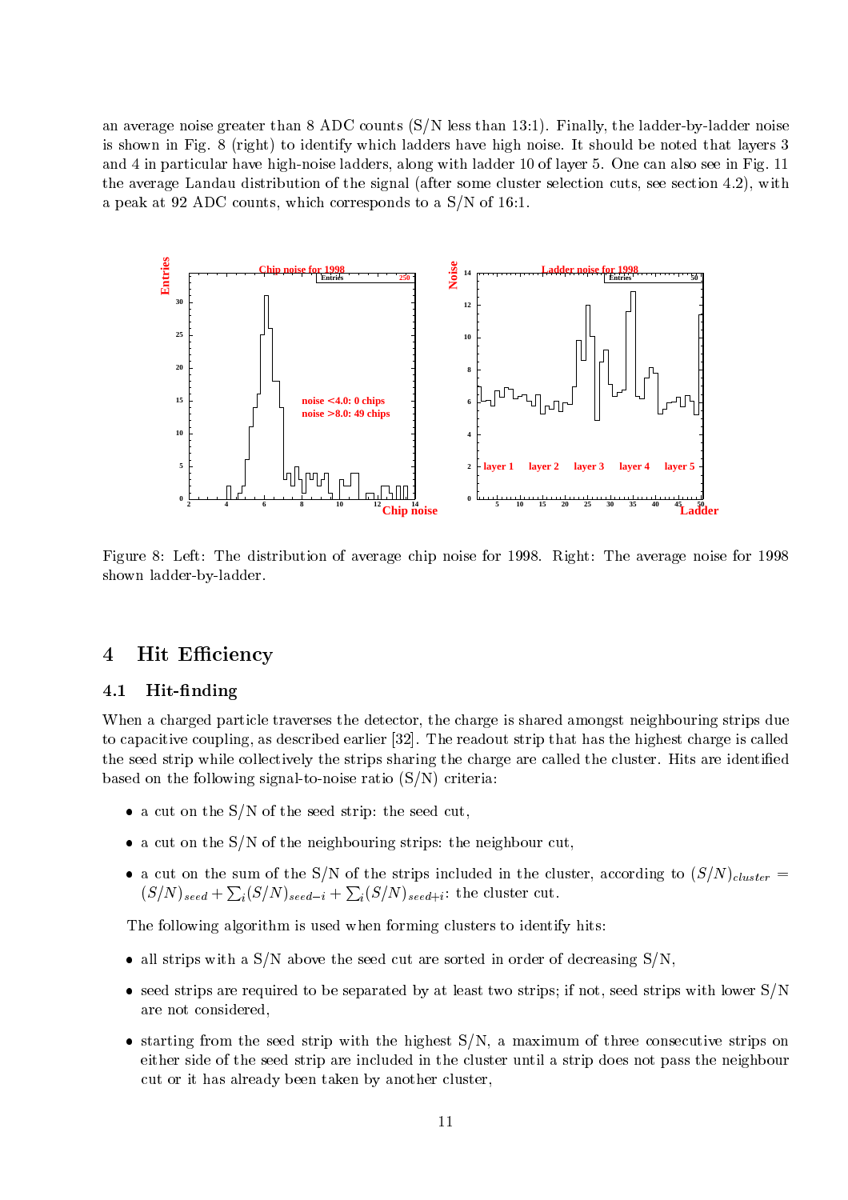an average noise greater than 8 ADC counts (S/N less than 13:1). Finally, the ladder-by-ladder noise is shown in Fig. 8 (right) to identify which ladders have high noise. It should be noted that layers 3 and 4 in particular have high-noise ladders, along with ladder 10 of layer 5. One can also see in Fig. 11 the average Landau distribution of the signal (after some cluster selection cuts, see section 4.2), with a peak at 92 ADC counts, which corresponds to a S/N of 16:1.

Figure 8: Left: The distribution of average chip noise for 1998. Right: The average noise for 1998 shown ladder-by-ladder.

## 4 Hit Efficiency

### 4.1 Hit-finding

When a charged particle traverses the detector, the charge is shared amongst neighbouring strips due to capacitive coupling, as described earlier [32]. The readout strip that has the highest charge is called the seed strip while collectively the strips sharing the charge are called the cluster. Hits are identified based on the following signal-to-noise ratio (S/N) criteria:

- a cut on the S/N of the seed strip: the seed cut,
- a cut on the S/N of the neighbouring strips: the neighbour cut,
- a cut on the sum of the S/N of the strips included in the cluster, according to $(S/N)_{cluster} = (S/N)_{seed} + \sum_i (S/N)_{seed-i} + \sum_i (S/N)_{seed+i}$: the cluster cut.

The following algorithm is used when forming clusters to identify hits:

- all strips with a S/N above the seed cut are sorted in order of decreasing S/N,
- seed strips are required to be separated by at least two strips; if not, seed strips with lower S/N are not considered,
- starting from the seed strip with the highest S/N, a maximum of three consecutive strips on either side of the seed strip are included in the cluster until a strip does not pass the neighbour cut or it has already been taken by another cluster,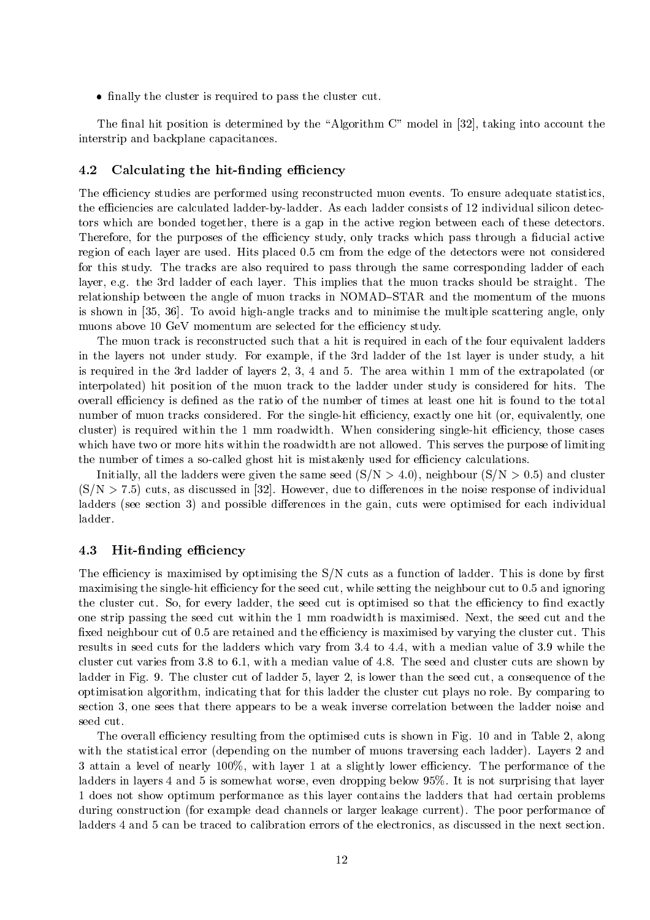- finally the cluster is required to pass the cluster cut.

The final hit position is determined by the "Algorithm C" model in [32], taking into account the interstrip and backplane capacitances.

### 4.2 Calculating the hit-finding efficiency

The efficiency studies are performed using reconstructed muon events. To ensure adequate statistics, the efficiencies are calculated ladder-by-ladder. As each ladder consists of 12 individual silicon detectors which are bonded together, there is a gap in the active region between each of these detectors. Therefore, for the purposes of the efficiency study, only tracks which pass through a fiducial active region of each layer are used. Hits placed 0.5 cm from the edge of the detectors were not considered for this study. The tracks are also required to pass through the same corresponding ladder of each layer, e.g. the 3rd ladder of each layer. This implies that the muon tracks should be straight. The relationship between the angle of muon tracks in NOMAD–STAR and the momentum of the muons is shown in [35, 36]. To avoid high-angle tracks and to minimise the multiple scattering angle, only muons above 10 GeV momentum are selected for the efficiency study.

The muon track is reconstructed such that a hit is required in each of the four equivalent ladders in the layers not under study. For example, if the 3rd ladder of the 1st layer is under study, a hit is required in the 3rd ladder of layers 2, 3, 4 and 5. The area within 1 mm of the extrapolated (or interpolated) hit position of the muon track to the ladder under study is considered for hits. The overall efficiency is defined as the ratio of the number of times at least one hit is found to the total number of muon tracks considered. For the single-hit efficiency, exactly one hit (or, equivalently, one cluster) is required within the 1 mm roadwidth. When considering single-hit efficiency, those cases which have two or more hits within the roadwidth are not allowed. This serves the purpose of limiting the number of times a so-called ghost hit is mistakenly used for efficiency calculations.

Initially, all the ladders were given the same seed (S/N $> 4.0$), neighbour (S/N $> 0.5$) and cluster (S/N $> 7.5$) cuts, as discussed in [32]. However, due to differences in the noise response of individual ladders (see section 3) and possible differences in the gain, cuts were optimised for each individual ladder.

### 4.3 Hit-finding efficiency

The efficiency is maximised by optimising the S/N cuts as a function of ladder. This is done by first maximising the single-hit efficiency for the seed cut, while setting the neighbour cut to 0.5 and ignoring the cluster cut. So, for every ladder, the seed cut is optimised so that the efficiency to find exactly one strip passing the seed cut within the 1 mm roadwidth is maximised. Next, the seed cut and the fixed neighbour cut of 0.5 are retained and the efficiency is maximised by varying the cluster cut. This results in seed cuts for the ladders which vary from 3.4 to 4.4, with a median value of 3.9 while the cluster cut varies from 3.8 to 6.1, with a median value of 4.8. The seed and cluster cuts are shown by ladder in Fig. 9. The cluster cut of ladder 5, layer 2, is lower than the seed cut, a consequence of the optimisation algorithm, indicating that for this ladder the cluster cut plays no role. By comparing to section 3, one sees that there appears to be a weak inverse correlation between the ladder noise and seed cut.

The overall efficiency resulting from the optimised cuts is shown in Fig. 10 and in Table 2, along with the statistical error (depending on the number of muons traversing each ladder). Layers 2 and 3 attain a level of nearly 100%, with layer 1 at a slightly lower efficiency. The performance of the ladders in layers 4 and 5 is somewhat worse, even dropping below 95%. It is not surprising that layer 1 does not show optimum performance as this layer contains the ladders that had certain problems during construction (for example dead channels or larger leakage current). The poor performance of ladders 4 and 5 can be traced to calibration errors of the electronics, as discussed in the next section.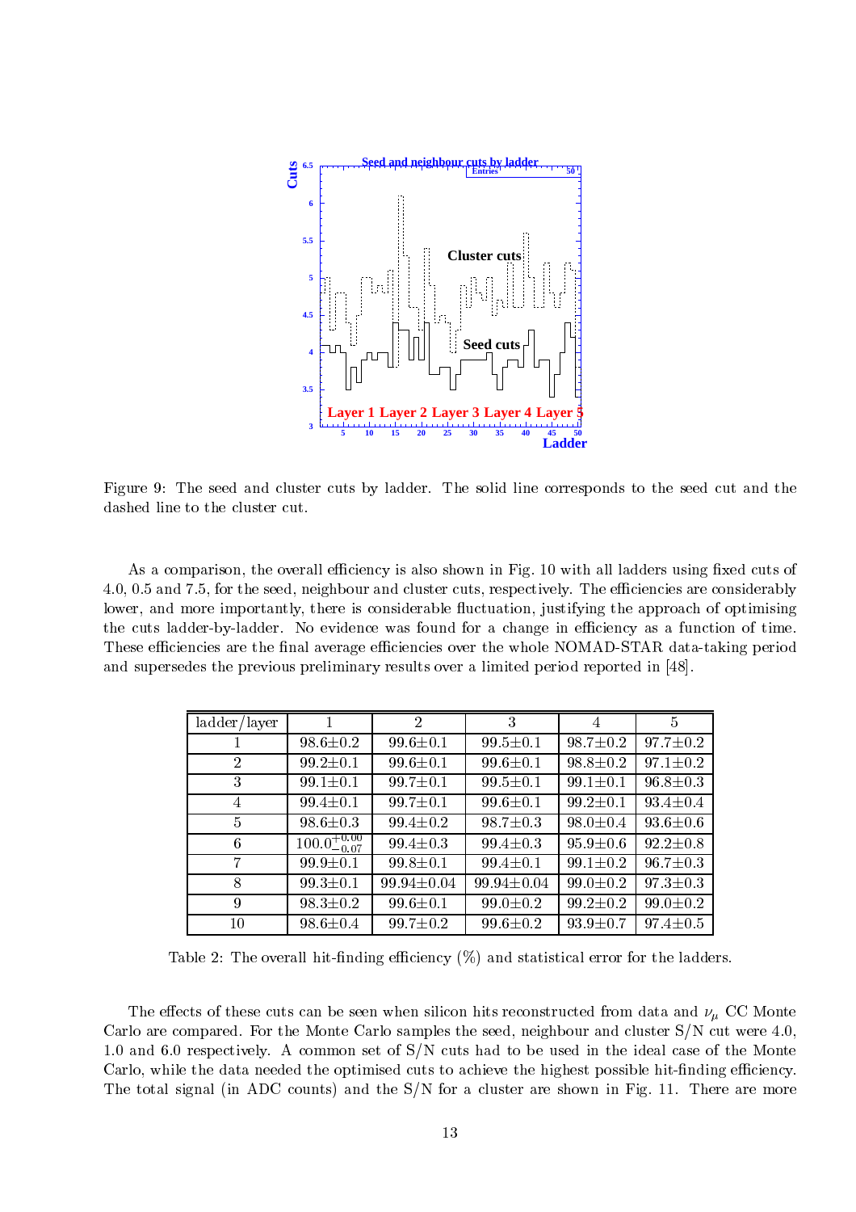Figure 9: The seed and cluster cuts by ladder. The solid line corresponds to the seed cut and the dashed line to the cluster cut.

As a comparison, the overall efficiency is also shown in Fig. 10 with all ladders using fixed cuts of 4.0, 0.5 and 7.5, for the seed, neighbour and cluster cuts, respectively. The efficiencies are considerably lower, and more importantly, there is considerable fluctuation, justifying the approach of optimising the cuts ladder-by-ladder. No evidence was found for a change in efficiency as a function of time. These efficiencies are the final average efficiencies over the whole NOMAD-STAR data-taking period and supersedes the previous preliminary results over a limited period reported in [48].

| ladder/layer | 1 | 2 | 3 | 4 | 5 |
|---|---|---|---|---|---|
| 1 | 98.6±0.2 | 99.6±0.1 | 99.5±0.1 | 98.7±0.2 | 97.7±0.2 |
| 2 | 99.2±0.1 | 99.6±0.1 | 99.6±0.1 | 98.8±0.2 | 97.1±0.2 |
| 3 | 99.1±0.1 | 99.7±0.1 | 99.5±0.1 | 99.1±0.1 | 96.8±0.3 |
| 4 | 99.4±0.1 | 99.7±0.1 | 99.6±0.1 | 99.2±0.1 | 93.4±0.4 |
| 5 | 98.6±0.3 | 99.4±0.2 | 98.7±0.3 | 98.0±0.4 | 93.6±0.6 |
| 6 | $100.0^{+0.00}_{-0.07}$ | 99.4±0.3 | 99.4±0.3 | 95.9±0.6 | 92.2±0.8 |
| 7 | 99.9±0.1 | 99.8±0.1 | 99.4±0.1 | 99.1±0.2 | 96.7±0.3 |
| 8 | 99.3±0.1 | 99.94±0.04 | 99.94±0.04 | 99.0±0.2 | 97.3±0.3 |
| 9 | 98.3±0.2 | 99.6±0.1 | 99.0±0.2 | 99.2±0.2 | 99.0±0.2 |
| 10 | 98.6±0.4 | 99.7±0.2 | 99.6±0.2 | 93.9±0.7 | 97.4±0.5 |

Table 2: The overall hit-finding efficiency (%) and statistical error for the ladders.

The effects of these cuts can be seen when silicon hits reconstructed from data and $\nu_\mu$ CC Monte Carlo are compared. For the Monte Carlo samples the seed, neighbour and cluster S/N cut were 4.0, 1.0 and 6.0 respectively. A common set of S/N cuts had to be used in the ideal case of the Monte Carlo, while the data needed the optimised cuts to achieve the highest possible hit-finding efficiency. The total signal (in ADC counts) and the S/N for a cluster are shown in Fig. 11. There are more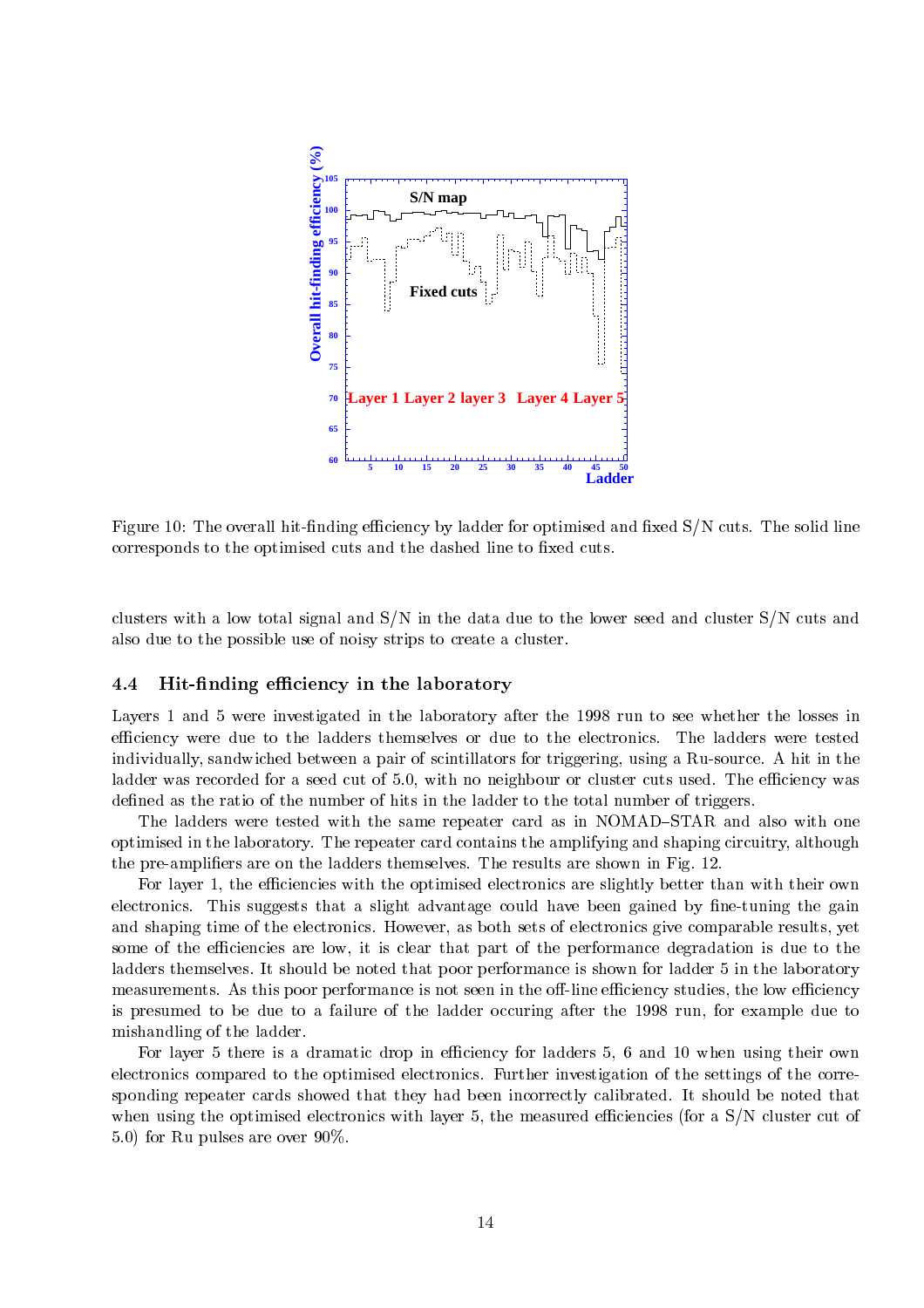Figure 10: The overall hit-finding efficiency by ladder for optimised and fixed S/N cuts. The solid line corresponds to the optimised cuts and the dashed line to fixed cuts.

clusters with a low total signal and S/N in the data due to the lower seed and cluster S/N cuts and also due to the possible use of noisy strips to create a cluster.

### 4.4 Hit-finding efficiency in the laboratory

Layers 1 and 5 were investigated in the laboratory after the 1998 run to see whether the losses in efficiency were due to the ladders themselves or due to the electronics. The ladders were tested individually, sandwiched between a pair of scintillators for triggering, using a Ru-source. A hit in the ladder was recorded for a seed cut of 5.0, with no neighbour or cluster cuts used. The efficiency was defined as the ratio of the number of hits in the ladder to the total number of triggers.

The ladders were tested with the same repeater card as in NOMAD–STAR and also with one optimised in the laboratory. The repeater card contains the amplifying and shaping circuitry, although the pre-amplifiers are on the ladders themselves. The results are shown in Fig. 12.

For layer 1, the efficiencies with the optimised electronics are slightly better than with their own electronics. This suggests that a slight advantage could have been gained by fine-tuning the gain and shaping time of the electronics. However, as both sets of electronics give comparable results, yet some of the efficiencies are low, it is clear that part of the performance degradation is due to the ladders themselves. It should be noted that poor performance is shown for ladder 5 in the laboratory measurements. As this poor performance is not seen in the off-line efficiency studies, the low efficiency is presumed to be due to a failure of the ladder occuring after the 1998 run, for example due to mishandling of the ladder.

For layer 5 there is a dramatic drop in efficiency for ladders 5, 6 and 10 when using their own electronics compared to the optimised electronics. Further investigation of the settings of the corresponding repeater cards showed that they had been incorrectly calibrated. It should be noted that when using the optimised electronics with layer 5, the measured efficiencies (for a S/N cluster cut of 5.0) for Ru pulses are over 90%.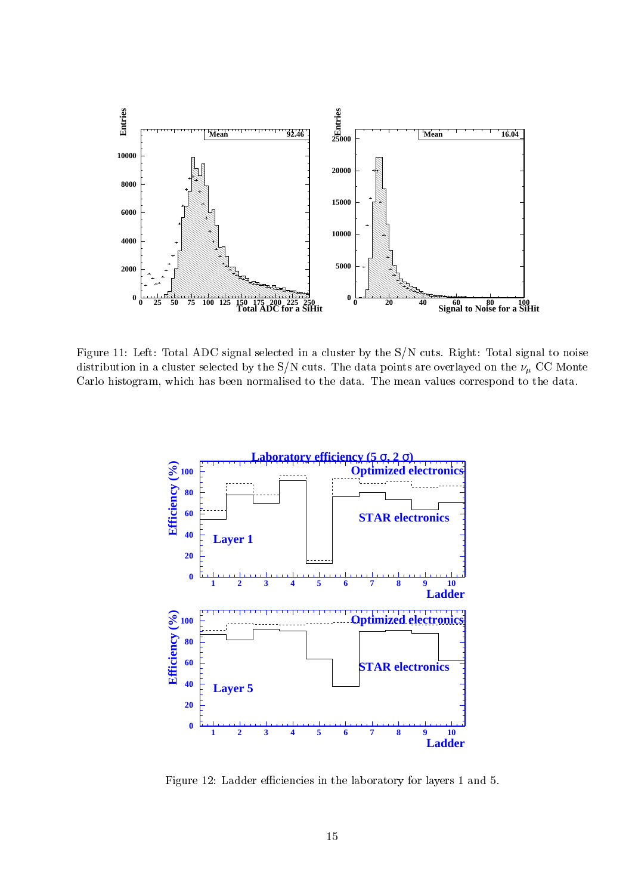Figure 11: Left: Total ADC signal selected in a cluster by the S/N cuts. Right: Total signal to noise distribution in a cluster selected by the S/N cuts. The data points are overlayed on the $\nu_\mu$ CC Monte Carlo histogram, which has been normalised to the data. The mean values correspond to the data.

Figure 12: Ladder efficiencies in the laboratory for layers 1 and 5.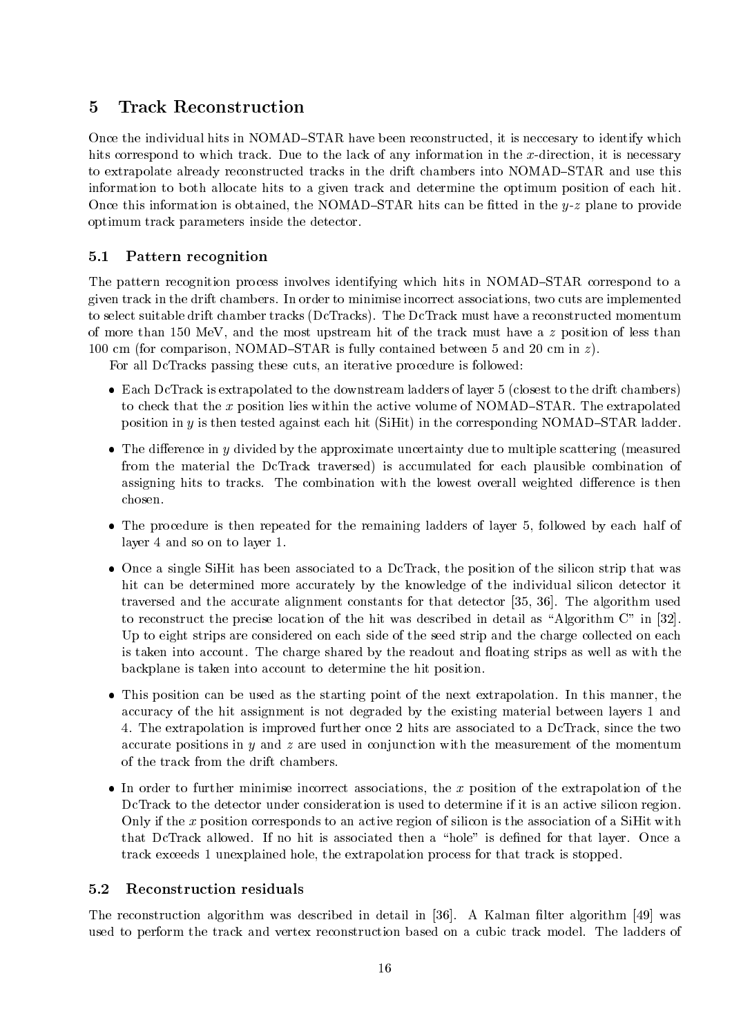# 5 Track Reconstruction

Once the individual hits in NOMAD–STAR have been reconstructed, it is neccesary to identify which hits correspond to which track. Due to the lack of any information in the $x$-direction, it is necessary to extrapolate already reconstructed tracks in the drift chambers into NOMAD–STAR and use this information to both allocate hits to a given track and determine the optimum position of each hit. Once this information is obtained, the NOMAD–STAR hits can be fitted in the $y$-$z$ plane to provide optimum track parameters inside the detector.

## 5.1 Pattern recognition

The pattern recognition process involves identifying which hits in NOMAD–STAR correspond to a given track in the drift chambers. In order to minimise incorrect associations, two cuts are implemented to select suitable drift chamber tracks (DcTracks). The DcTrack must have a reconstructed momentum of more than 150 MeV, and the most upstream hit of the track must have a $z$ position of less than 100 cm (for comparison, NOMAD–STAR is fully contained between 5 and 20 cm in $z$).

For all DcTracks passing these cuts, an iterative procedure is followed:

- Each DcTrack is extrapolated to the downstream ladders of layer 5 (closest to the drift chambers) to check that the $x$ position lies within the active volume of NOMAD–STAR. The extrapolated position in $y$ is then tested against each hit (SiHit) in the corresponding NOMAD–STAR ladder.
- The difference in $y$ divided by the approximate uncertainty due to multiple scattering (measured from the material the DcTrack traversed) is accumulated for each plausible combination of assigning hits to tracks. The combination with the lowest overall weighted difference is then chosen.
- The procedure is then repeated for the remaining ladders of layer 5, followed by each half of layer 4 and so on to layer 1.
- Once a single SiHit has been associated to a DcTrack, the position of the silicon strip that was hit can be determined more accurately by the knowledge of the individual silicon detector it traversed and the accurate alignment constants for that detector [35, 36]. The algorithm used to reconstruct the precise location of the hit was described in detail as "Algorithm C" in [32]. Up to eight strips are considered on each side of the seed strip and the charge collected on each is taken into account. The charge shared by the readout and floating strips as well as with the backplane is taken into account to determine the hit position.
- This position can be used as the starting point of the next extrapolation. In this manner, the accuracy of the hit assignment is not degraded by the existing material between layers 1 and 4. The extrapolation is improved further once 2 hits are associated to a DcTrack, since the two accurate positions in $y$ and $z$ are used in conjunction with the measurement of the momentum of the track from the drift chambers.
- In order to further minimise incorrect associations, the $x$ position of the extrapolation of the DcTrack to the detector under consideration is used to determine if it is an active silicon region. Only if the $x$ position corresponds to an active region of silicon is the association of a SiHit with that DcTrack allowed. If no hit is associated then a "hole" is defined for that layer. Once a track exceeds 1 unexplained hole, the extrapolation process for that track is stopped.

## 5.2 Reconstruction residuals

The reconstruction algorithm was described in detail in [36]. A Kalman filter algorithm [49] was used to perform the track and vertex reconstruction based on a cubic track model. The ladders of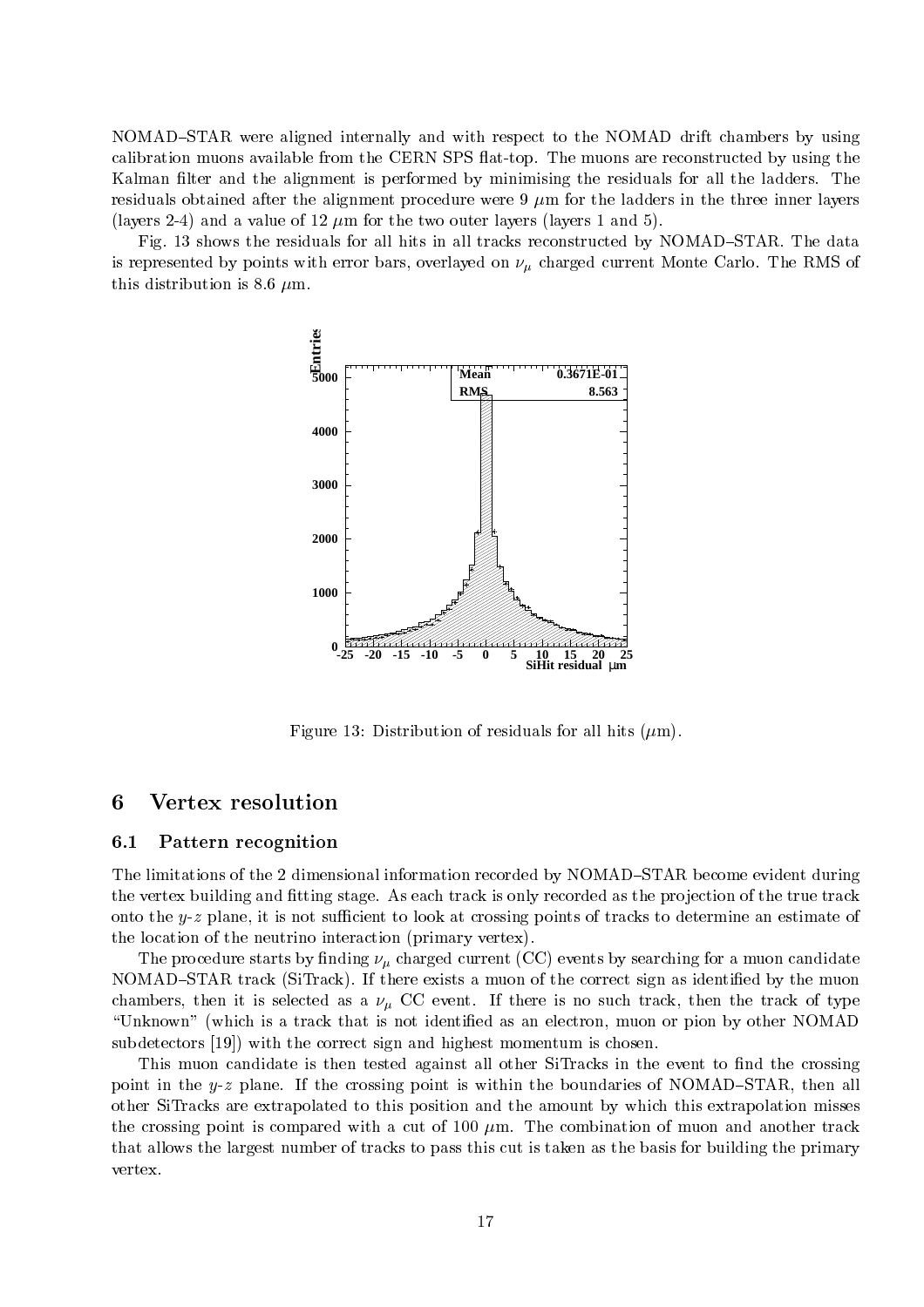NOMAD–STAR were aligned internally and with respect to the NOMAD drift chambers by using calibration muons available from the CERN SPS flat-top. The muons are reconstructed by using the Kalman filter and the alignment is performed by minimising the residuals for all the ladders. The residuals obtained after the alignment procedure were 9 $\mu$m for the ladders in the three inner layers (layers 2-4) and a value of 12 $\mu$m for the two outer layers (layers 1 and 5).

Fig. 13 shows the residuals for all hits in all tracks reconstructed by NOMAD–STAR. The data is represented by points with error bars, overlayed on $\nu_\mu$ charged current Monte Carlo. The RMS of this distribution is 8.6 $\mu$m.

Figure 13: Distribution of residuals for all hits ($\mu$m).

## 6 Vertex resolution

### 6.1 Pattern recognition

The limitations of the 2 dimensional information recorded by NOMAD–STAR become evident during the vertex building and fitting stage. As each track is only recorded as the projection of the true track onto the $y$-$z$ plane, it is not sufficient to look at crossing points of tracks to determine an estimate of the location of the neutrino interaction (primary vertex).

The procedure starts by finding $\nu_\mu$ charged current (CC) events by searching for a muon candidate NOMAD–STAR track (SiTrack). If there exists a muon of the correct sign as identified by the muon chambers, then it is selected as a $\nu_\mu$ CC event. If there is no such track, then the track of type "Unknown" (which is a track that is not identified as an electron, muon or pion by other NOMAD subdetectors [19]) with the correct sign and highest momentum is chosen.

This muon candidate is then tested against all other SiTracks in the event to find the crossing point in the $y$-$z$ plane. If the crossing point is within the boundaries of NOMAD–STAR, then all other SiTracks are extrapolated to this position and the amount by which this extrapolation misses the crossing point is compared with a cut of 100 $\mu$m. The combination of muon and another track that allows the largest number of tracks to pass this cut is taken as the basis for building the primary vertex.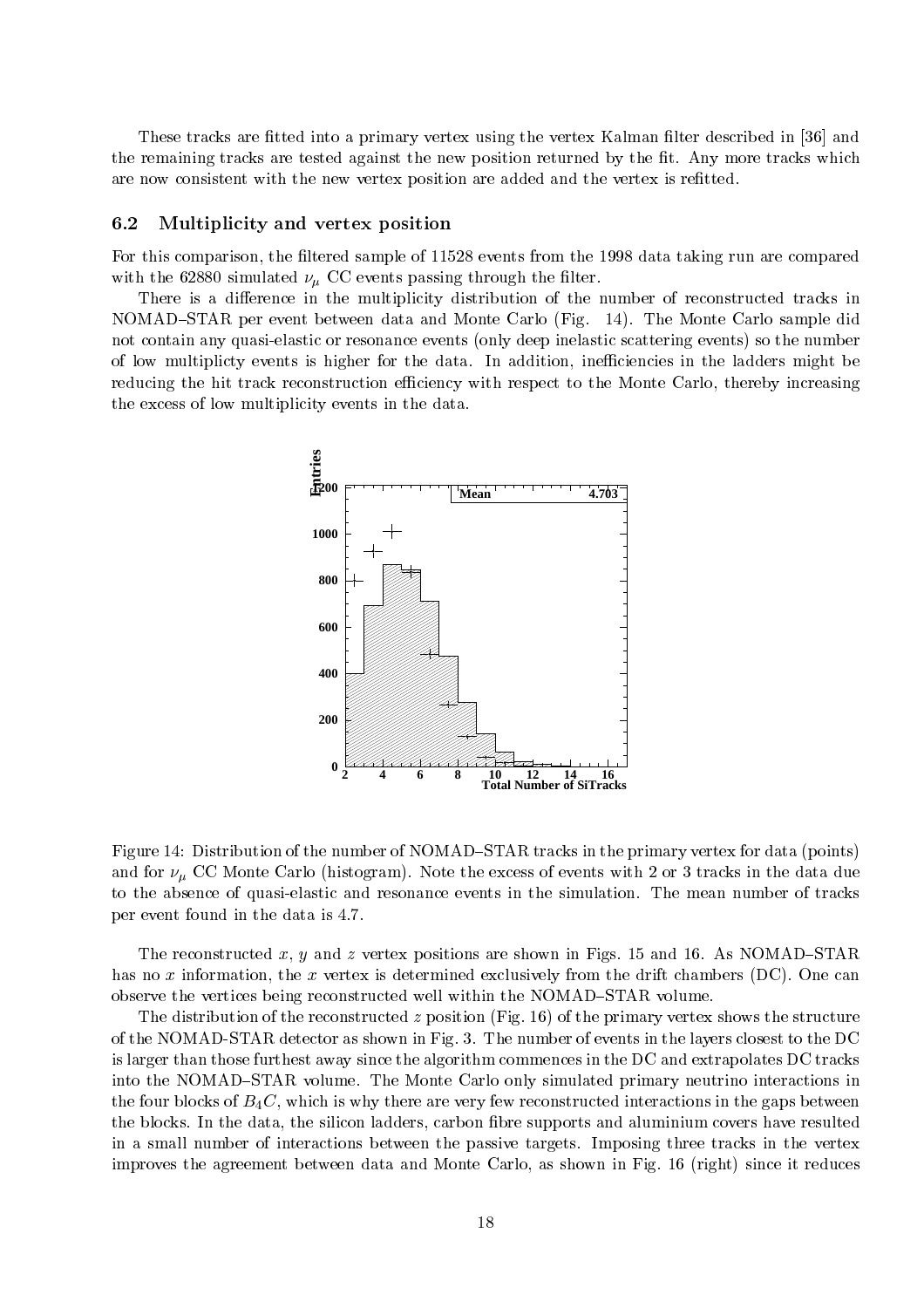These tracks are fitted into a primary vertex using the vertex Kalman filter described in [36] and the remaining tracks are tested against the new position returned by the fit. Any more tracks which are now consistent with the new vertex position are added and the vertex is refitted.

### 6.2 Multiplicity and vertex position

For this comparison, the filtered sample of 11528 events from the 1998 data taking run are compared with the 62880 simulated $\nu_\mu$ CC events passing through the filter.

There is a difference in the multiplicity distribution of the number of reconstructed tracks in NOMAD–STAR per event between data and Monte Carlo (Fig. 14). The Monte Carlo sample did not contain any quasi-elastic or resonance events (only deep inelastic scattering events) so the number of low multiplicty events is higher for the data. In addition, inefficiencies in the ladders might be reducing the hit track reconstruction efficiency with respect to the Monte Carlo, thereby increasing the excess of low multiplicity events in the data.

Figure 14: Distribution of the number of NOMAD–STAR tracks in the primary vertex for data (points) and for $\nu_\mu$ CC Monte Carlo (histogram). Note the excess of events with 2 or 3 tracks in the data due to the absence of quasi-elastic and resonance events in the simulation. The mean number of tracks per event found in the data is 4.7.

The reconstructed $x$, $y$ and $z$ vertex positions are shown in Figs. 15 and 16. As NOMAD–STAR has no $x$ information, the $x$ vertex is determined exclusively from the drift chambers (DC). One can observe the vertices being reconstructed well within the NOMAD–STAR volume.

The distribution of the reconstructed $z$ position (Fig. 16) of the primary vertex shows the structure of the NOMAD-STAR detector as shown in Fig. 3. The number of events in the layers closest to the DC is larger than those furthest away since the algorithm commences in the DC and extrapolates DC tracks into the NOMAD–STAR volume. The Monte Carlo only simulated primary neutrino interactions in the four blocks of $B_4C$, which is why there are very few reconstructed interactions in the gaps between the blocks. In the data, the silicon ladders, carbon fibre supports and aluminium covers have resulted in a small number of interactions between the passive targets. Imposing three tracks in the vertex improves the agreement between data and Monte Carlo, as shown in Fig. 16 (right) since it reduces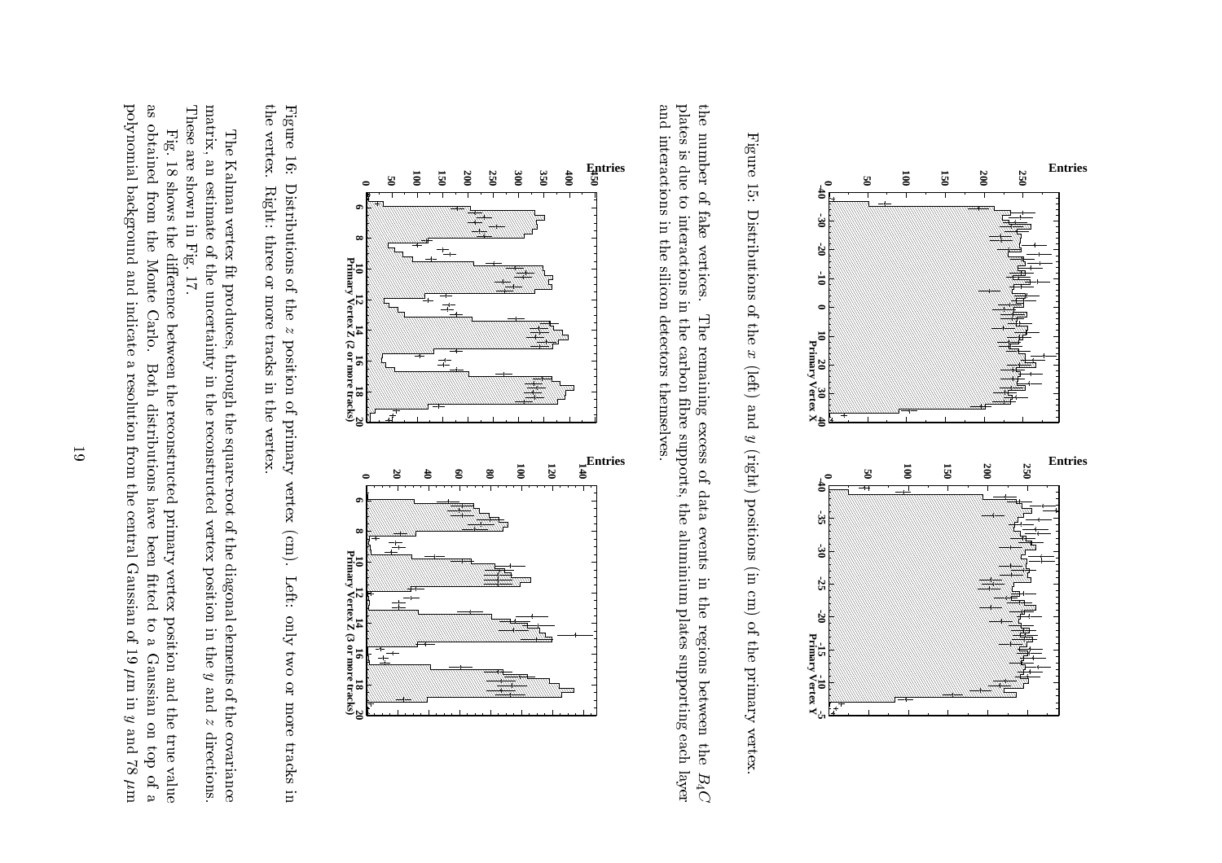Figure 15: Distributions of the $x$ (left) and $y$ (right) positions (in cm) of the primary vertex.

the number of fake vertices. The remaining excess of data events in the regions between the $B_4C$ plates is due to interactions in the carbon fibre supports, the aluminium plates supporting each layer and interactions in the silicon detectors themselves.

Figure 16: Distributions of the $z$ position of primary vertex (cm). Left: only two or more tracks in the vertex. Right: three or more tracks in the vertex.

The Kalman vertex fit produces, through the square-root of the diagonal elements of the covariance matrix, an estimate of the uncertainty in the reconstructed vertex position in the $y$ and $z$ directions. These are shown in Fig. 17.

Fig. 18 shows the difference between the reconstructed primary vertex position and the true value as obtained from the Monte Carlo. Both distributions have been fitted to a Gaussian on top of a polynomial background and indicate a resolution from the central Gaussian of 19 $\mu m$ in $y$ and 78 $\mu m$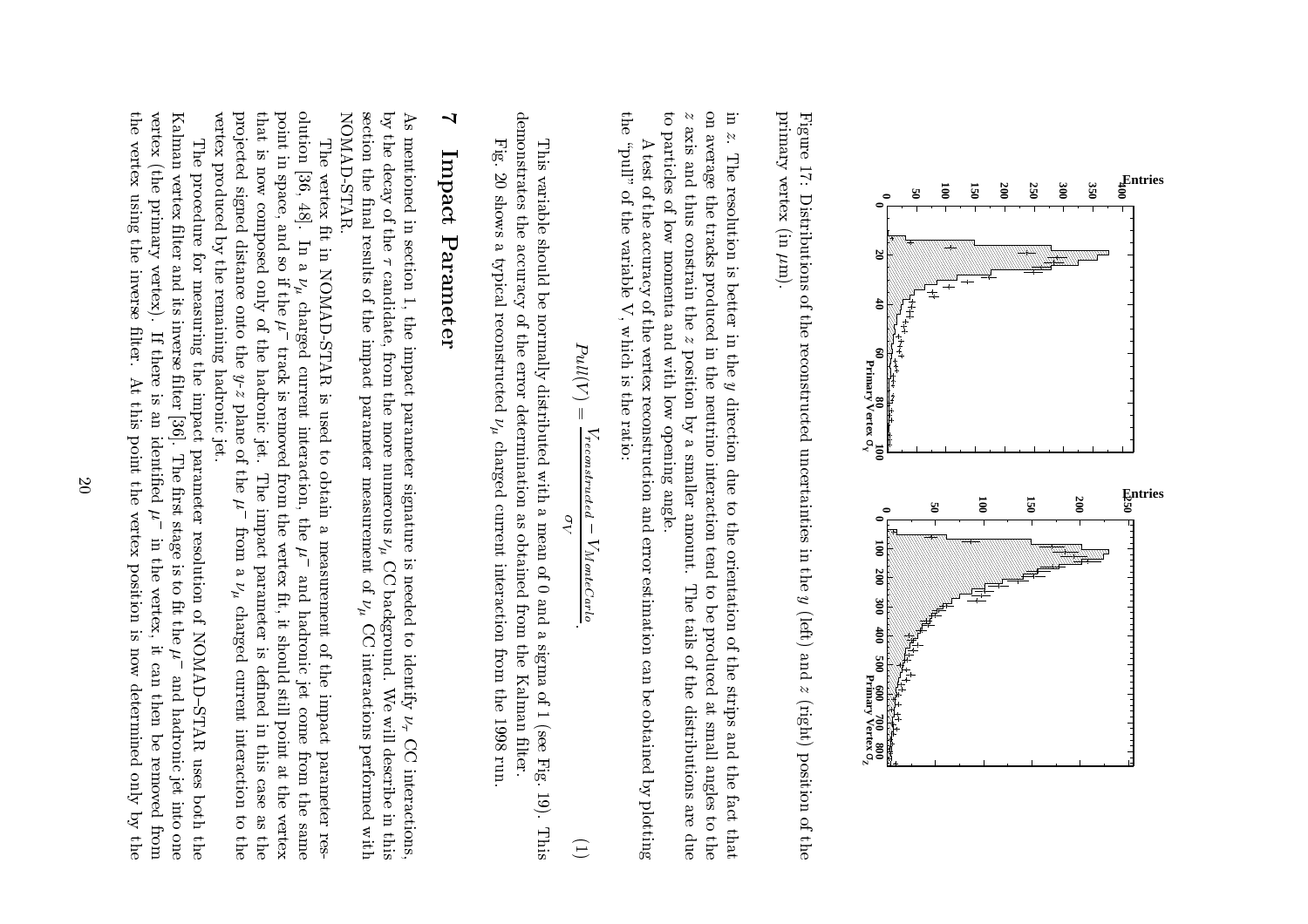Figure 17: Distributions of the reconstructed uncertainties in the $y$ (left) and $z$ (right) position of the primary vertex (in $\mu$m).

in $z$. The resolution is better in the $y$ direction due to the orientation of the strips and the fact that on average the tracks produced in the neutrino interaction tend to be produced at small angles to the $z$ axis and thus constrain the $z$ position by a smaller amount. The tails of the distributions are due to particles of low momenta and with low opening angle.

A test of the accuracy of the vertex reconstruction and error estimation can be obtained by plotting the "pull" of the variable V, which is the ratio:

$$Pull(V) = \frac{V_{reconstructed} - V_{MonteCarlo}}{\sigma_V}. \tag{1}$$

This variable should be normally distributed with a mean of 0 and a sigma of 1 (see Fig. 19). This demonstrates the accuracy of the error determination as obtained from the Kalman filter.

Fig. 20 shows a typical reconstructed $\nu_\mu$ charged current interaction from the 1998 run.

# 7 Impact Parameter

As mentioned in section 1, the impact parameter signature is needed to identify $\nu_\tau$ CC interactions, by the decay of the $\tau$ candidate, from the more numerous $\nu_\mu$ CC background. We will describe in this section the final results of the impact parameter measurement of $\nu_\mu$ CC interactions performed with NOMAD-STAR.

The vertex fit in NOMAD-STAR is used to obtain a measurement of the impact parameter resolution [36, 48]. In a $\nu_\mu$ charged current interaction, the $\mu^-$ and hadronic jet come from the same point in space, and so if the $\mu^-$ track is removed from the vertex fit, it should still point at the vertex that is now composed only of the hadronic jet. The impact parameter is defined in this case as the projected signed distance onto the $y$-$z$ plane of the $\mu^-$ from a $\nu_\mu$ charged current interaction to the vertex produced by the remaining hadronic jet.

The procedure for measuring the impact parameter resolution of NOMAD–STAR uses both the Kalman vertex filter and its inverse filter [36]. The first stage is to fit the $\mu^-$ and hadronic jet into one vertex (the primary vertex). If there is an identified $\mu^-$ in the vertex, it can then be removed from the vertex using the inverse filter. At this point the vertex position is now determined only by the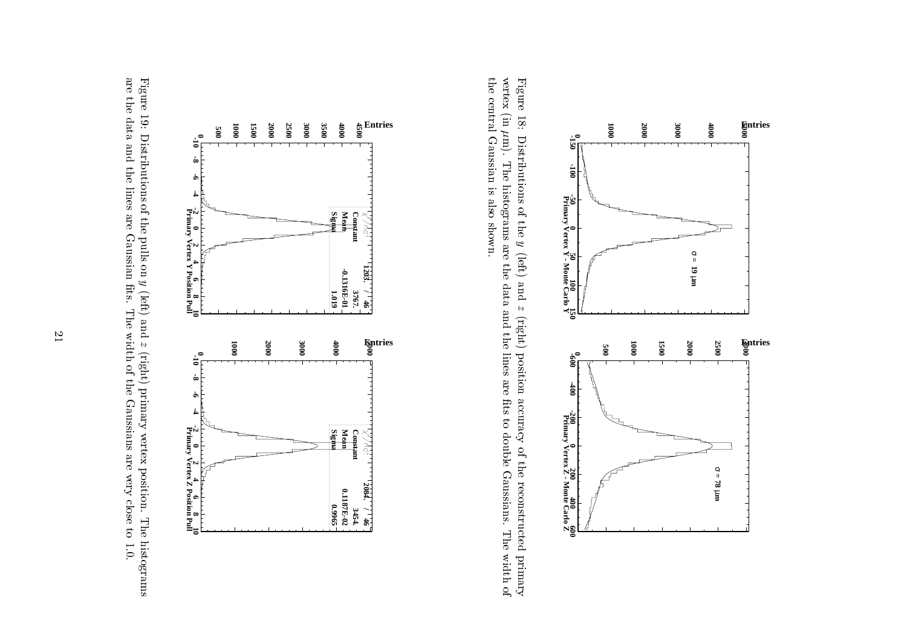Figure 18: Distributions of the $y$ (left) and $z$ (right) position accuracy of the reconstructed primary vertex (in $\mu$m). The histograms are the data and the lines are fits to double Gaussians. The width of the central Gaussian is also shown.

Figure 19: Distributions of the pulls on $y$ (left) and $z$ (right) primary vertex position. The histograms are the data and the lines are Gaussian fits. The width of the Gaussians are very close to 1.0.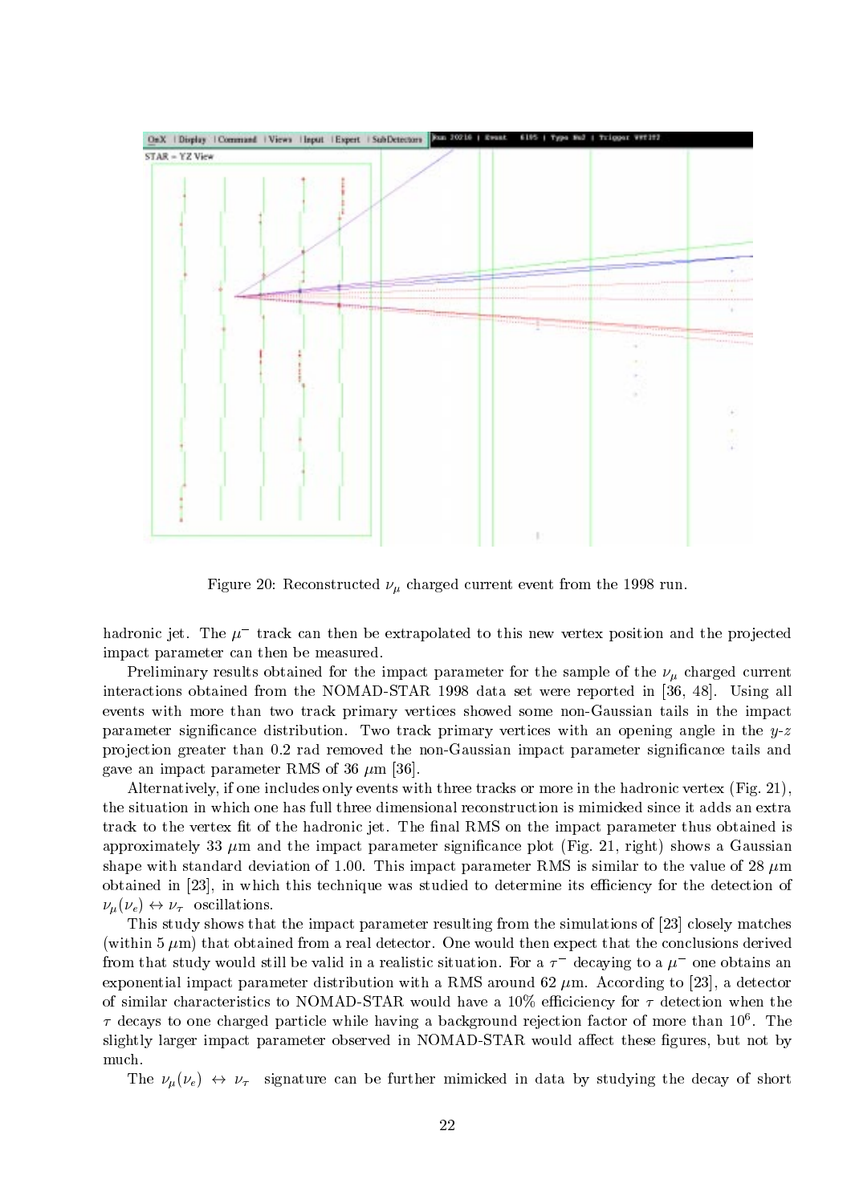Figure 20: Reconstructed $\nu_\mu$ charged current event from the 1998 run.

hadronic jet. The $\mu^-$ track can then be extrapolated to this new vertex position and the projected impact parameter can then be measured.

Preliminary results obtained for the impact parameter for the sample of the $\nu_\mu$ charged current interactions obtained from the NOMAD-STAR 1998 data set were reported in [36, 48]. Using all events with more than two track primary vertices showed some non-Gaussian tails in the impact parameter significance distribution. Two track primary vertices with an opening angle in the $y$-$z$ projection greater than 0.2 rad removed the non-Gaussian impact parameter significance tails and gave an impact parameter RMS of 36 $\mu$m [36].

Alternatively, if one includes only events with three tracks or more in the hadronic vertex (Fig. 21), the situation in which one has full three dimensional reconstruction is mimicked since it adds an extra track to the vertex fit of the hadronic jet. The final RMS on the impact parameter thus obtained is approximately 33 $\mu$m and the impact parameter significance plot (Fig. 21, right) shows a Gaussian shape with standard deviation of 1.00. This impact parameter RMS is similar to the value of 28 $\mu$m obtained in [23], in which this technique was studied to determine its efficiency for the detection of $\nu_\mu(\nu_e) \leftrightarrow \nu_\tau$ oscillations.

This study shows that the impact parameter resulting from the simulations of [23] closely matches (within 5 $\mu$m) that obtained from a real detector. One would then expect that the conclusions derived from that study would still be valid in a realistic situation. For a $\tau^-$ decaying to a $\mu^-$ one obtains an exponential impact parameter distribution with a RMS around 62 $\mu$m. According to [23], a detector of similar characteristics to NOMAD-STAR would have a 10% efficiciency for $\tau$ detection when the $\tau$ decays to one charged particle while having a background rejection factor of more than $10^6$. The slightly larger impact parameter observed in NOMAD-STAR would affect these figures, but not by much.

The $\nu_\mu(\nu_e) \leftrightarrow \nu_\tau$ signature can be further mimicked in data by studying the decay of short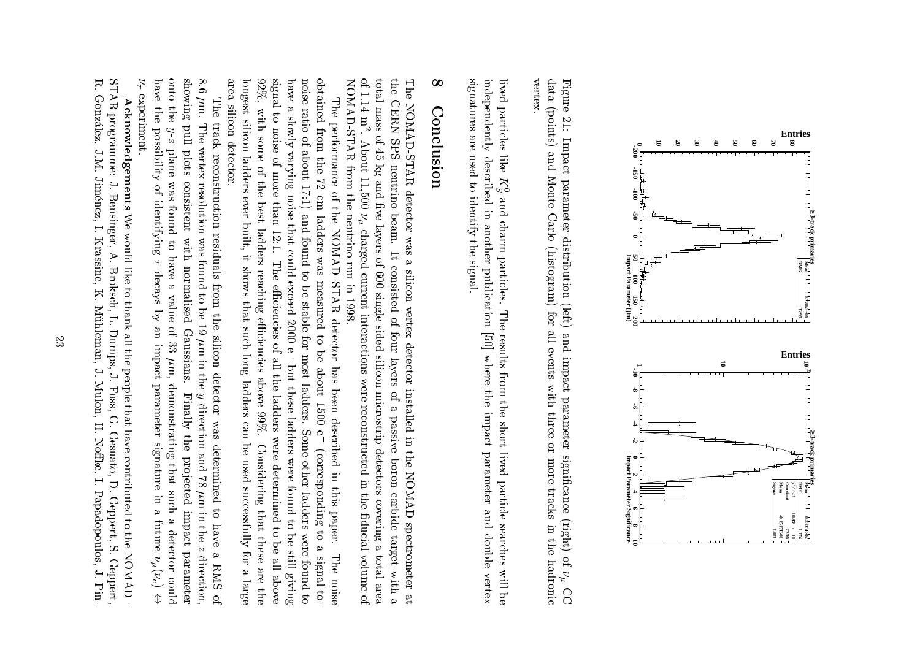Figure 21: Impact parameter distribution (left) and impact parameter significance (right) of $\nu_\mu$ CC data (points) and Monte Carlo (histogram) for all events with three or more tracks in the hadronic vertex.

lived particles like $K_S^0$ and charm particles. The results from the short lived particle searches will be independently described in another publication [50] where the impact parameter and double vertex signatures are used to identify the signal.

# 8 Conclusion

The NOMAD-STAR detector was a silicon vertex detector installed in the NOMAD spectrometer at the CERN SPS neutrino beam. It consisted of four layers of a passive boron carbide target with a total mass of 45 kg and five layers of 600 single sided silicon microstrip detectors covering a total area of 1.14 m$^2$. About 11,500 $\nu_\mu$ charged current interactions were reconstructed in the fiducial volume of NOMAD-STAR from the neutrino run in 1998.

The performance of the NOMAD–STAR detector has been described in this paper. The noise obtained from the 72 cm ladders was measured to be about 1500 e$^-$ (corresponding to a signal-to-noise ratio of about 17:1) and found to be stable for most ladders. Some other ladders were found to have a slowly varying noise that could exceed 2000 e$^-$ but these ladders were found to be still giving signal to noise of more than 12:1. The efficiencies of all the ladders were determined to be all above 92%, with some of the best ladders reaching efficiencies above 99%. Considering that these are the longest silicon ladders ever built, it shows that such long ladders can be used successfully for a large area silicon detector.

The track reconstruction residuals from the silicon detector was determined to have a RMS of 8.6 $\mu$m. The vertex resolution was found to be 19 $\mu$m in the $y$ direction and 78 $\mu$m in the $z$ direction, showing pull plots consistent with normalised Gaussians. Finally the projected impact parameter onto the $y$-$z$ plane was found to have a value of 33 $\mu$m, demonstrating that such a detector could have the possibility of identifying $\tau$ decays by an impact parameter signature in a future $\nu_\mu(\nu_e) \leftrightarrow \nu_\tau$ experiment.

**Acknowledgements** We would like to thank all the people that have contributed to the NOMAD–STAR programme: J. Bensinger, A. Broksch, L. Dumps, J. Fuss, G. Gesuato, D. Geppert, S. Geppert, R. González, J.M. Jiménez, I. Krassine, K. Mühlemann, J. Mulon, H. Nofke, I. Papadopoulos, J. Pin-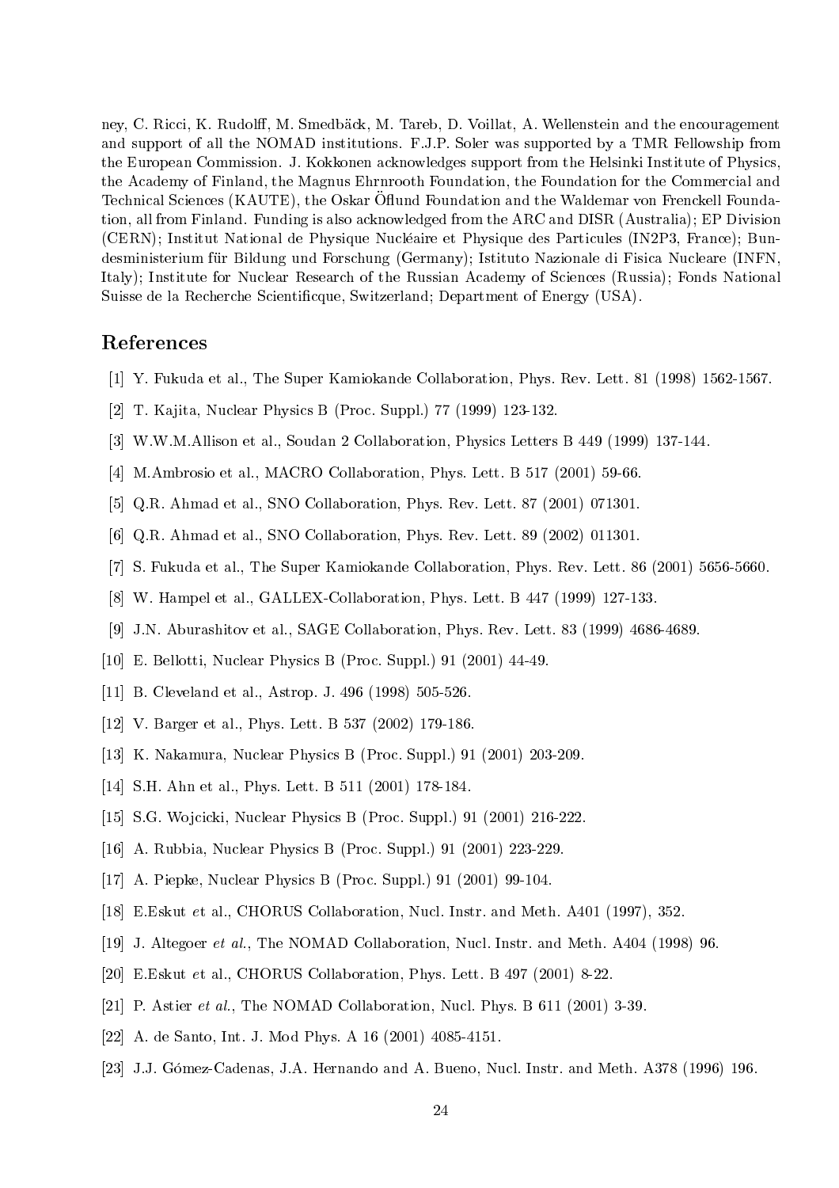ney, C. Ricci, K. Rudolff, M. Smedbäck, M. Tareb, D. Voillat, A. Wellenstein and the encouragement and support of all the NOMAD institutions. F.J.P. Soler was supported by a TMR Fellowship from the European Commission. J. Kokkonen acknowledges support from the Helsinki Institute of Physics, the Academy of Finland, the Magnus Ehrnrooth Foundation, the Foundation for the Commercial and Technical Sciences (KAUTE), the Oskar Öflund Foundation and the Waldemar von Frenckell Foundation, all from Finland. Funding is also acknowledged from the ARC and DISR (Australia); EP Division (CERN); Institut National de Physique Nucléaire et Physique des Particules (IN2P3, France); Bundesministerium für Bildung und Forschung (Germany); Istituto Nazionale di Fisica Nucleare (INFN, Italy); Institute for Nuclear Research of the Russian Academy of Sciences (Russia); Fonds National Suisse de la Recherche Scientificque, Switzerland; Department of Energy (USA).

## References

[1] Y. Fukuda et al., The Super Kamiokande Collaboration, Phys. Rev. Lett. 81 (1998) 1562-1567.

[2] T. Kajita, Nuclear Physics B (Proc. Suppl.) 77 (1999) 123-132.

[3] W.W.M.Allison et al., Soudan 2 Collaboration, Physics Letters B 449 (1999) 137-144.

[4] M.Ambrosio et al., MACRO Collaboration, Phys. Lett. B 517 (2001) 59-66.

[5] Q.R. Ahmad et al., SNO Collaboration, Phys. Rev. Lett. 87 (2001) 071301.

[6] Q.R. Ahmad et al., SNO Collaboration, Phys. Rev. Lett. 89 (2002) 011301.

[7] S. Fukuda et al., The Super Kamiokande Collaboration, Phys. Rev. Lett. 86 (2001) 5656-5660.

[8] W. Hampel et al., GALLEX-Collaboration, Phys. Lett. B 447 (1999) 127-133.

[9] J.N. Aburashitov et al., SAGE Collaboration, Phys. Rev. Lett. 83 (1999) 4686-4689.

[10] E. Bellotti, Nuclear Physics B (Proc. Suppl.) 91 (2001) 44-49.

[11] B. Cleveland et al., Astrop. J. 496 (1998) 505-526.

[12] V. Barger et al., Phys. Lett. B 537 (2002) 179-186.

[13] K. Nakamura, Nuclear Physics B (Proc. Suppl.) 91 (2001) 203-209.

[14] S.H. Ahn et al., Phys. Lett. B 511 (2001) 178-184.

[15] S.G. Wojcicki, Nuclear Physics B (Proc. Suppl.) 91 (2001) 216-222.

[16] A. Rubbia, Nuclear Physics B (Proc. Suppl.) 91 (2001) 223-229.

[17] A. Piepke, Nuclear Physics B (Proc. Suppl.) 91 (2001) 99-104.

[18] E.Eskut *et* al., CHORUS Collaboration, Nucl. Instr. and Meth. A401 (1997), 352.

[19] J. Altegoer *et al.*, The NOMAD Collaboration, Nucl. Instr. and Meth. A404 (1998) 96.

[20] E.Eskut *et* al., CHORUS Collaboration, Phys. Lett. B 497 (2001) 8-22.

[21] P. Astier *et al.*, The NOMAD Collaboration, Nucl. Phys. B 611 (2001) 3-39.

[22] A. de Santo, Int. J. Mod Phys. A 16 (2001) 4085-4151.

[23] J.J. Gómez-Cadenas, J.A. Hernando and A. Bueno, Nucl. Instr. and Meth. A378 (1996) 196.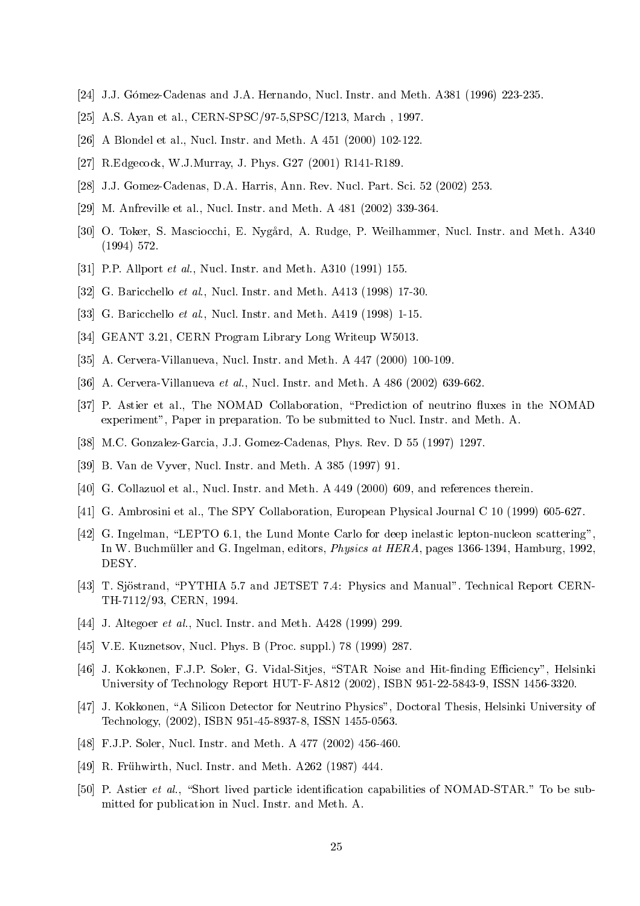[24] J.J. Gómez-Cadenas and J.A. Hernando, Nucl. Instr. and Meth. A381 (1996) 223-235.

[25] A.S. Ayan et al., CERN-SPSC/97-5,SPSC/I213, March , 1997.

[26] A Blondel et al., Nucl. Instr. and Meth. A 451 (2000) 102-122.

[27] R.Edgecock, W.J.Murray, J. Phys. G27 (2001) R141-R189.

[28] J.J. Gomez-Cadenas, D.A. Harris, Ann. Rev. Nucl. Part. Sci. 52 (2002) 253.

[29] M. Anfreville et al., Nucl. Instr. and Meth. A 481 (2002) 339-364.

[30] O. Toker, S. Masciocchi, E. Nygård, A. Rudge, P. Weilhammer, Nucl. Instr. and Meth. A340 (1994) 572.

[31] P.P. Allport *et al.*, Nucl. Instr. and Meth. A310 (1991) 155.

[32] G. Baricchello *et al.*, Nucl. Instr. and Meth. A413 (1998) 17-30.

[33] G. Baricchello *et al.*, Nucl. Instr. and Meth. A419 (1998) 1-15.

[34] GEANT 3.21, CERN Program Library Long Writeup W5013.

[35] A. Cervera-Villanueva, Nucl. Instr. and Meth. A 447 (2000) 100-109.

[36] A. Cervera-Villanueva *et al.*, Nucl. Instr. and Meth. A 486 (2002) 639-662.

[37] P. Astier et al., The NOMAD Collaboration, "Prediction of neutrino fluxes in the NOMAD experiment", Paper in preparation. To be submitted to Nucl. Instr. and Meth. A.

[38] M.C. Gonzalez-Garcia, J.J. Gomez-Cadenas, Phys. Rev. D 55 (1997) 1297.

[39] B. Van de Vyver, Nucl. Instr. and Meth. A 385 (1997) 91.

[40] G. Collazuol et al., Nucl. Instr. and Meth. A 449 (2000) 609, and references therein.

[41] G. Ambrosini et al., The SPY Collaboration, European Physical Journal C 10 (1999) 605-627.

[42] G. Ingelman, "LEPTO 6.1, the Lund Monte Carlo for deep inelastic lepton-nucleon scattering", In W. Buchmüller and G. Ingelman, editors, *Physics at HERA*, pages 1366-1394, Hamburg, 1992, DESY.

[43] T. Sjöstrand, "PYTHIA 5.7 and JETSET 7.4: Physics and Manual". Technical Report CERN-TH-7112/93, CERN, 1994.

[44] J. Altegoer *et al.*, Nucl. Instr. and Meth. A428 (1999) 299.

[45] V.E. Kuznetsov, Nucl. Phys. B (Proc. suppl.) 78 (1999) 287.

[46] J. Kokkonen, F.J.P. Soler, G. Vidal-Sitjes, "STAR Noise and Hit-finding Efficiency", Helsinki University of Technology Report HUT-F-A812 (2002), ISBN 951-22-5843-9, ISSN 1456-3320.

[47] J. Kokkonen, "A Silicon Detector for Neutrino Physics", Doctoral Thesis, Helsinki University of Technology, (2002), ISBN 951-45-8937-8, ISSN 1455-0563.

[48] F.J.P. Soler, Nucl. Instr. and Meth. A 477 (2002) 456-460.

[49] R. Frühwirth, Nucl. Instr. and Meth. A262 (1987) 444.

[50] P. Astier *et al.*, "Short lived particle identification capabilities of NOMAD-STAR." To be submitted for publication in Nucl. Instr. and Meth. A.